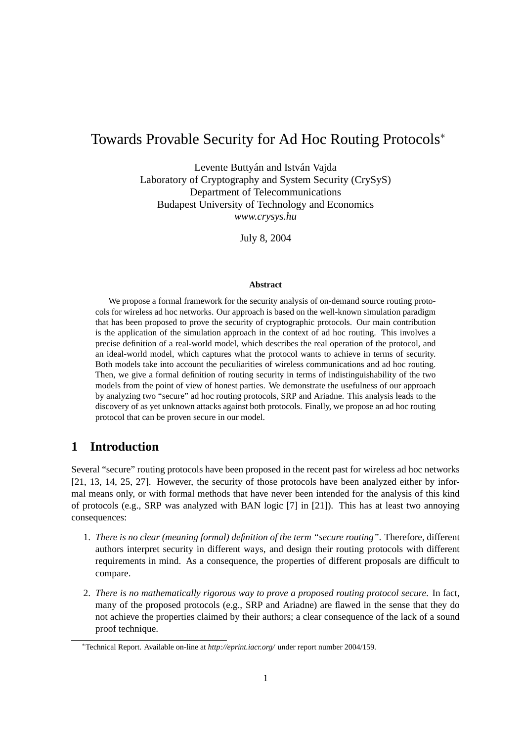# Towards Provable Security for Ad Hoc Routing Protocols*

Levente Buttyán and István Vajda
Laboratory of Cryptography and System Security (CrySyS)
Department of Telecommunications
Budapest University of Technology and Economics
*www.crysys.hu*

July 8, 2004

**Abstract**

We propose a formal framework for the security analysis of on-demand source routing protocols for wireless ad hoc networks. Our approach is based on the well-known simulation paradigm that has been proposed to prove the security of cryptographic protocols. Our main contribution is the application of the simulation approach in the context of ad hoc routing. This involves a precise definition of a real-world model, which describes the real operation of the protocol, and an ideal-world model, which captures what the protocol wants to achieve in terms of security. Both models take into account the peculiarities of wireless communications and ad hoc routing. Then, we give a formal definition of routing security in terms of indistinguishability of the two models from the point of view of honest parties. We demonstrate the usefulness of our approach by analyzing two "secure" ad hoc routing protocols, SRP and Ariadne. This analysis leads to the discovery of as yet unknown attacks against both protocols. Finally, we propose an ad hoc routing protocol that can be proven secure in our model.

## 1 Introduction

Several "secure" routing protocols have been proposed in the recent past for wireless ad hoc networks [21, 13, 14, 25, 27]. However, the security of those protocols have been analyzed either by informal means only, or with formal methods that have never been intended for the analysis of this kind of protocols (e.g., SRP was analyzed with BAN logic [7] in [21]). This has at least two annoying consequences:

1. *There is no clear (meaning formal) definition of the term "secure routing"*. Therefore, different authors interpret security in different ways, and design their routing protocols with different requirements in mind. As a consequence, the properties of different proposals are difficult to compare.

2. *There is no mathematically rigorous way to prove a proposed routing protocol secure*. In fact, many of the proposed protocols (e.g., SRP and Ariadne) are flawed in the sense that they do not achieve the properties claimed by their authors; a clear consequence of the lack of a sound proof technique.

*Technical Report. Available on-line at *http://eprint.iacr.org/* under report number 2004/159.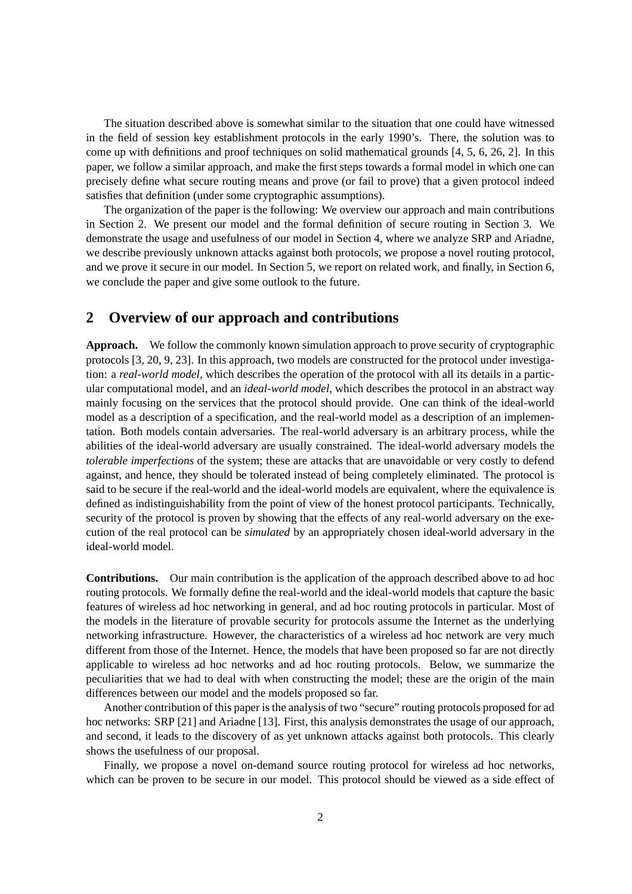The situation described above is somewhat similar to the situation that one could have witnessed in the field of session key establishment protocols in the early 1990's. There, the solution was to come up with definitions and proof techniques on solid mathematical grounds [4, 5, 6, 26, 2]. In this paper, we follow a similar approach, and make the first steps towards a formal model in which one can precisely define what secure routing means and prove (or fail to prove) that a given protocol indeed satisfies that definition (under some cryptographic assumptions).

The organization of the paper is the following: We overview our approach and main contributions in Section 2. We present our model and the formal definition of secure routing in Section 3. We demonstrate the usage and usefulness of our model in Section 4, where we analyze SRP and Ariadne, we describe previously unknown attacks against both protocols, we propose a novel routing protocol, and we prove it secure in our model. In Section 5, we report on related work, and finally, in Section 6, we conclude the paper and give some outlook to the future.

## 2 Overview of our approach and contributions

**Approach.** We follow the commonly known simulation approach to prove security of cryptographic protocols [3, 20, 9, 23]. In this approach, two models are constructed for the protocol under investigation: a *real-world model*, which describes the operation of the protocol with all its details in a particular computational model, and an *ideal-world model*, which describes the protocol in an abstract way mainly focusing on the services that the protocol should provide. One can think of the ideal-world model as a description of a specification, and the real-world model as a description of an implementation. Both models contain adversaries. The real-world adversary is an arbitrary process, while the abilities of the ideal-world adversary are usually constrained. The ideal-world adversary models the *tolerable imperfections* of the system; these are attacks that are unavoidable or very costly to defend against, and hence, they should be tolerated instead of being completely eliminated. The protocol is said to be secure if the real-world and the ideal-world models are equivalent, where the equivalence is defined as indistinguishability from the point of view of the honest protocol participants. Technically, security of the protocol is proven by showing that the effects of any real-world adversary on the execution of the real protocol can be *simulated* by an appropriately chosen ideal-world adversary in the ideal-world model.

**Contributions.** Our main contribution is the application of the approach described above to ad hoc routing protocols. We formally define the real-world and the ideal-world models that capture the basic features of wireless ad hoc networking in general, and ad hoc routing protocols in particular. Most of the models in the literature of provable security for protocols assume the Internet as the underlying networking infrastructure. However, the characteristics of a wireless ad hoc network are very much different from those of the Internet. Hence, the models that have been proposed so far are not directly applicable to wireless ad hoc networks and ad hoc routing protocols. Below, we summarize the peculiarities that we had to deal with when constructing the model; these are the origin of the main differences between our model and the models proposed so far.

Another contribution of this paper is the analysis of two "secure" routing protocols proposed for ad hoc networks: SRP [21] and Ariadne [13]. First, this analysis demonstrates the usage of our approach, and second, it leads to the discovery of as yet unknown attacks against both protocols. This clearly shows the usefulness of our proposal.

Finally, we propose a novel on-demand source routing protocol for wireless ad hoc networks, which can be proven to be secure in our model. This protocol should be viewed as a side effect of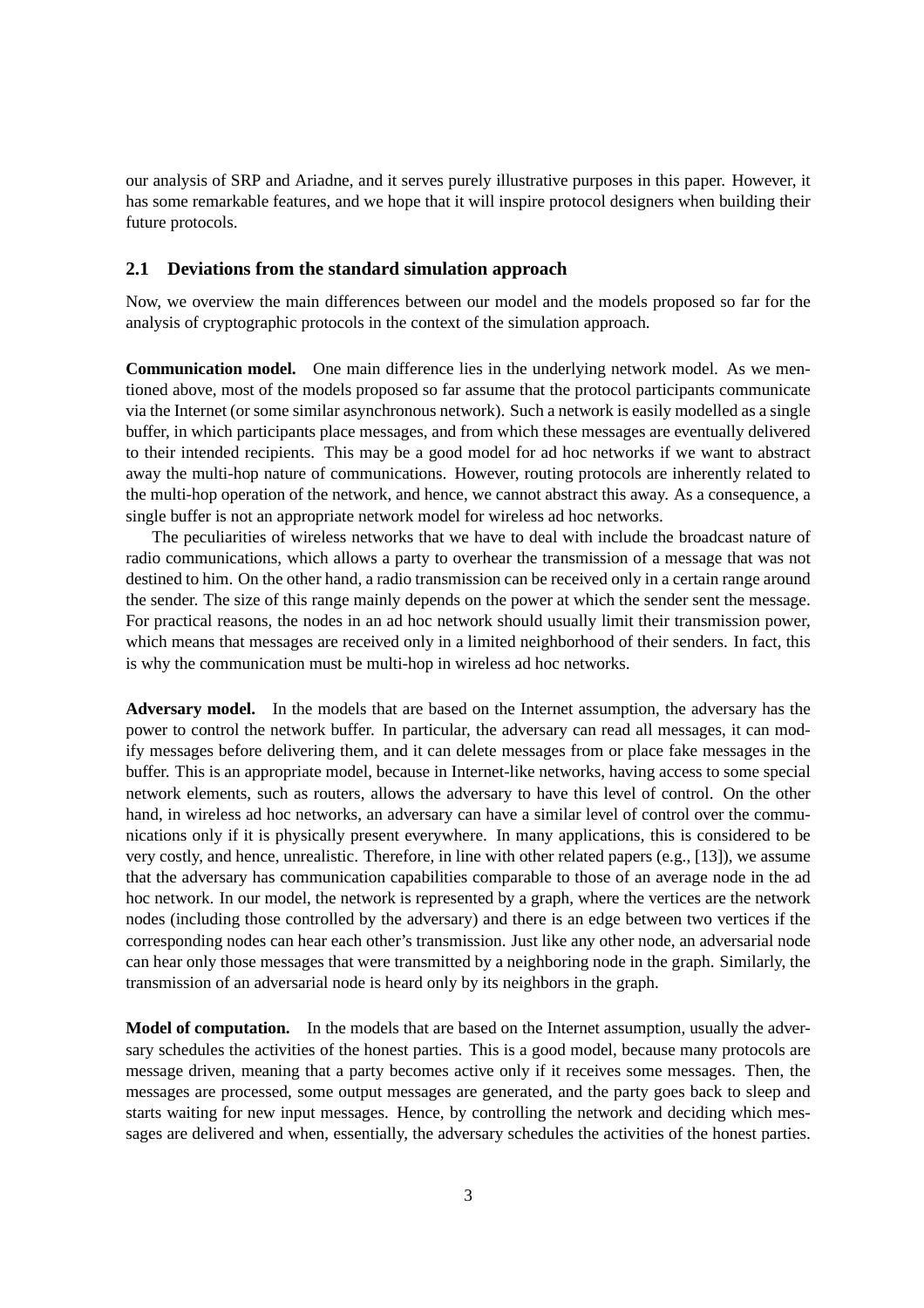our analysis of SRP and Ariadne, and it serves purely illustrative purposes in this paper. However, it has some remarkable features, and we hope that it will inspire protocol designers when building their future protocols.

## 2.1 Deviations from the standard simulation approach

Now, we overview the main differences between our model and the models proposed so far for the analysis of cryptographic protocols in the context of the simulation approach.

**Communication model.** One main difference lies in the underlying network model. As we mentioned above, most of the models proposed so far assume that the protocol participants communicate via the Internet (or some similar asynchronous network). Such a network is easily modelled as a single buffer, in which participants place messages, and from which these messages are eventually delivered to their intended recipients. This may be a good model for ad hoc networks if we want to abstract away the multi-hop nature of communications. However, routing protocols are inherently related to the multi-hop operation of the network, and hence, we cannot abstract this away. As a consequence, a single buffer is not an appropriate network model for wireless ad hoc networks.

The peculiarities of wireless networks that we have to deal with include the broadcast nature of radio communications, which allows a party to overhear the transmission of a message that was not destined to him. On the other hand, a radio transmission can be received only in a certain range around the sender. The size of this range mainly depends on the power at which the sender sent the message. For practical reasons, the nodes in an ad hoc network should usually limit their transmission power, which means that messages are received only in a limited neighborhood of their senders. In fact, this is why the communication must be multi-hop in wireless ad hoc networks.

**Adversary model.** In the models that are based on the Internet assumption, the adversary has the power to control the network buffer. In particular, the adversary can read all messages, it can modify messages before delivering them, and it can delete messages from or place fake messages in the buffer. This is an appropriate model, because in Internet-like networks, having access to some special network elements, such as routers, allows the adversary to have this level of control. On the other hand, in wireless ad hoc networks, an adversary can have a similar level of control over the communications only if it is physically present everywhere. In many applications, this is considered to be very costly, and hence, unrealistic. Therefore, in line with other related papers (e.g., [13]), we assume that the adversary has communication capabilities comparable to those of an average node in the ad hoc network. In our model, the network is represented by a graph, where the vertices are the network nodes (including those controlled by the adversary) and there is an edge between two vertices if the corresponding nodes can hear each other's transmission. Just like any other node, an adversarial node can hear only those messages that were transmitted by a neighboring node in the graph. Similarly, the transmission of an adversarial node is heard only by its neighbors in the graph.

**Model of computation.** In the models that are based on the Internet assumption, usually the adversary schedules the activities of the honest parties. This is a good model, because many protocols are message driven, meaning that a party becomes active only if it receives some messages. Then, the messages are processed, some output messages are generated, and the party goes back to sleep and starts waiting for new input messages. Hence, by controlling the network and deciding which messages are delivered and when, essentially, the adversary schedules the activities of the honest parties.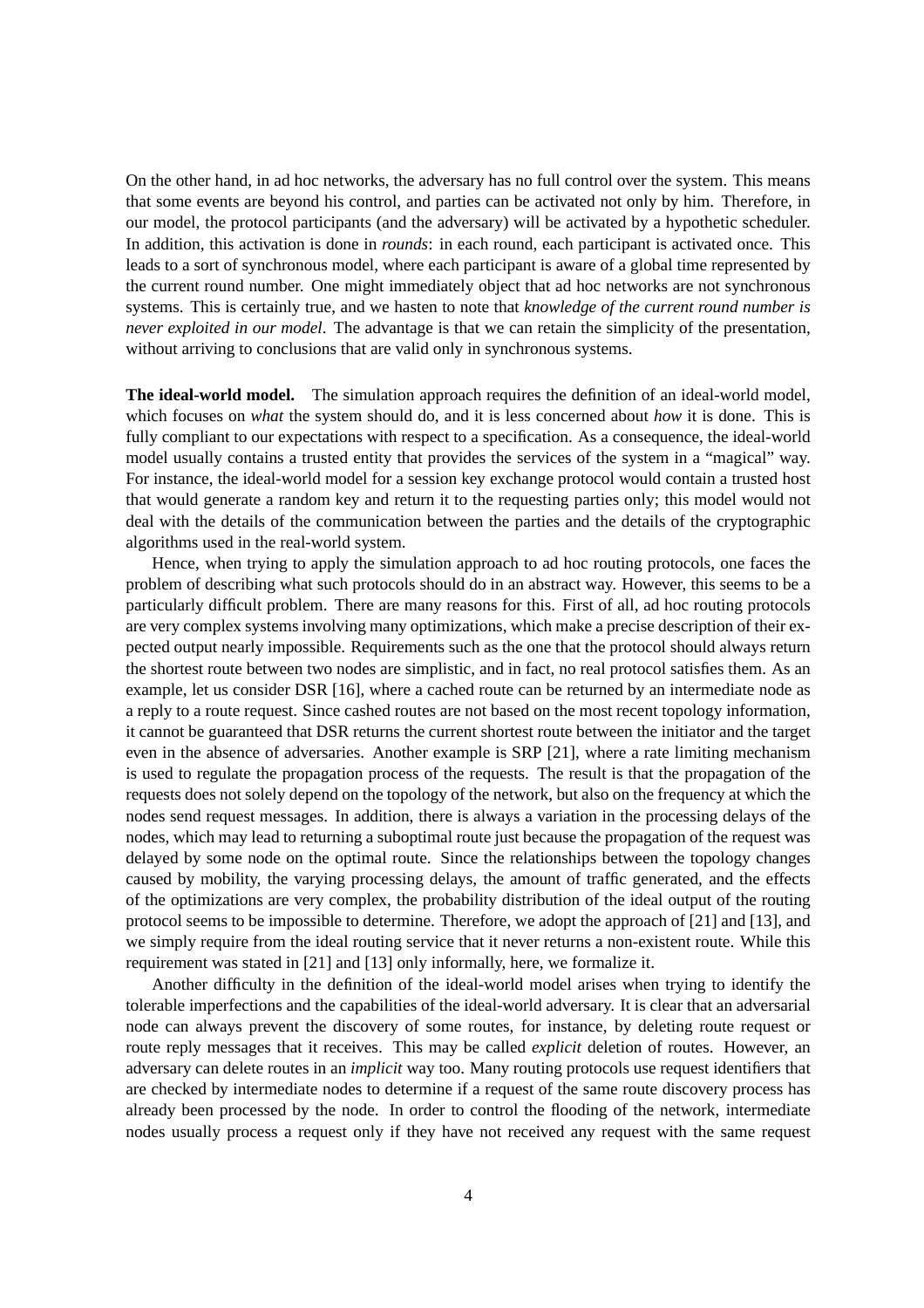On the other hand, in ad hoc networks, the adversary has no full control over the system. This means that some events are beyond his control, and parties can be activated not only by him. Therefore, in our model, the protocol participants (and the adversary) will be activated by a hypothetic scheduler. In addition, this activation is done in *rounds*: in each round, each participant is activated once. This leads to a sort of synchronous model, where each participant is aware of a global time represented by the current round number. One might immediately object that ad hoc networks are not synchronous systems. This is certainly true, and we hasten to note that *knowledge of the current round number is never exploited in our model*. The advantage is that we can retain the simplicity of the presentation, without arriving to conclusions that are valid only in synchronous systems.

**The ideal-world model.** The simulation approach requires the definition of an ideal-world model, which focuses on *what* the system should do, and it is less concerned about *how* it is done. This is fully compliant to our expectations with respect to a specification. As a consequence, the ideal-world model usually contains a trusted entity that provides the services of the system in a "magical" way. For instance, the ideal-world model for a session key exchange protocol would contain a trusted host that would generate a random key and return it to the requesting parties only; this model would not deal with the details of the communication between the parties and the details of the cryptographic algorithms used in the real-world system.

Hence, when trying to apply the simulation approach to ad hoc routing protocols, one faces the problem of describing what such protocols should do in an abstract way. However, this seems to be a particularly difficult problem. There are many reasons for this. First of all, ad hoc routing protocols are very complex systems involving many optimizations, which make a precise description of their expected output nearly impossible. Requirements such as the one that the protocol should always return the shortest route between two nodes are simplistic, and in fact, no real protocol satisfies them. As an example, let us consider DSR [16], where a cached route can be returned by an intermediate node as a reply to a route request. Since cashed routes are not based on the most recent topology information, it cannot be guaranteed that DSR returns the current shortest route between the initiator and the target even in the absence of adversaries. Another example is SRP [21], where a rate limiting mechanism is used to regulate the propagation process of the requests. The result is that the propagation of the requests does not solely depend on the topology of the network, but also on the frequency at which the nodes send request messages. In addition, there is always a variation in the processing delays of the nodes, which may lead to returning a suboptimal route just because the propagation of the request was delayed by some node on the optimal route. Since the relationships between the topology changes caused by mobility, the varying processing delays, the amount of traffic generated, and the effects of the optimizations are very complex, the probability distribution of the ideal output of the routing protocol seems to be impossible to determine. Therefore, we adopt the approach of [21] and [13], and we simply require from the ideal routing service that it never returns a non-existent route. While this requirement was stated in [21] and [13] only informally, here, we formalize it.

Another difficulty in the definition of the ideal-world model arises when trying to identify the tolerable imperfections and the capabilities of the ideal-world adversary. It is clear that an adversarial node can always prevent the discovery of some routes, for instance, by deleting route request or route reply messages that it receives. This may be called *explicit* deletion of routes. However, an adversary can delete routes in an *implicit* way too. Many routing protocols use request identifiers that are checked by intermediate nodes to determine if a request of the same route discovery process has already been processed by the node. In order to control the flooding of the network, intermediate nodes usually process a request only if they have not received any request with the same request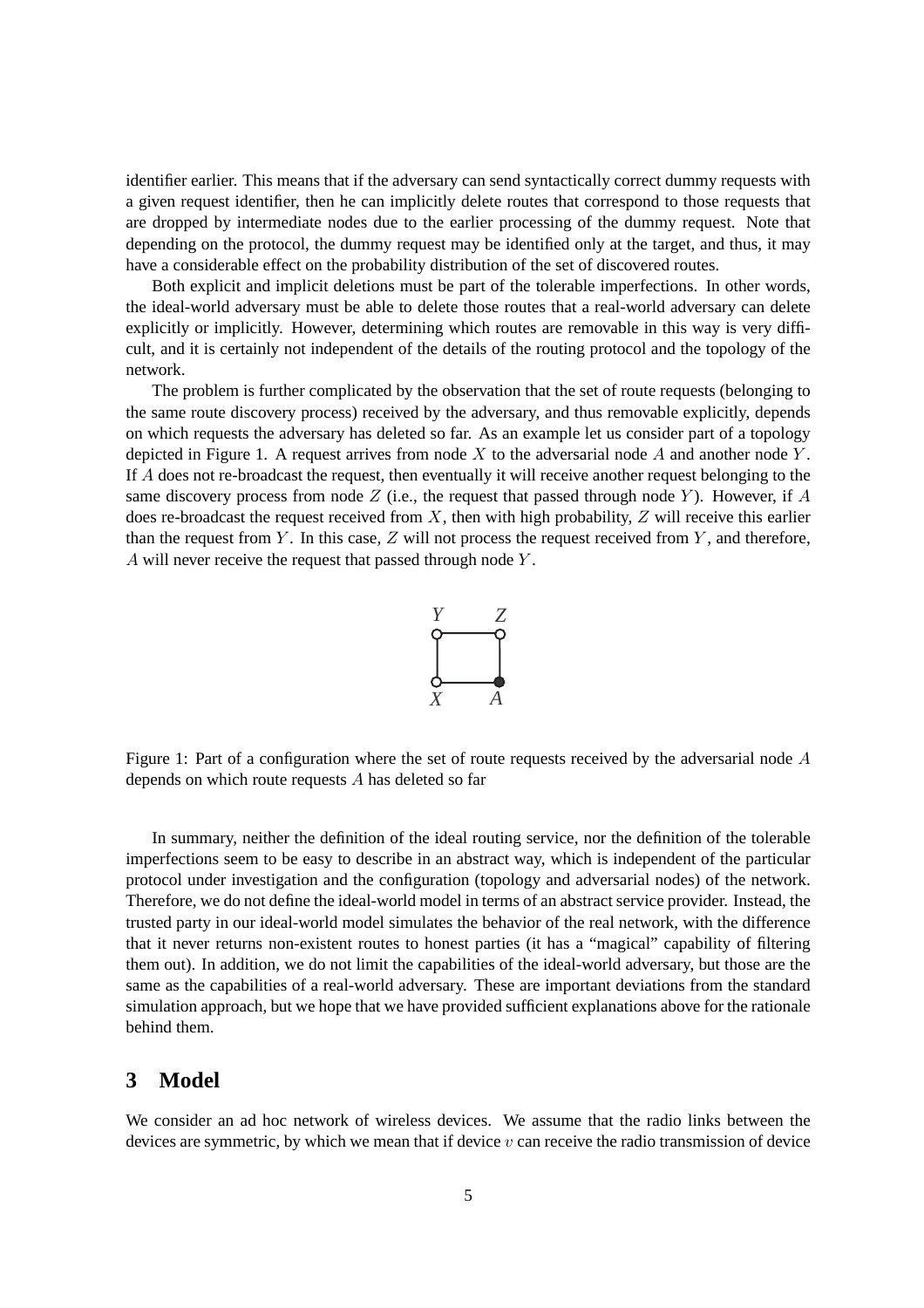identifier earlier. This means that if the adversary can send syntactically correct dummy requests with a given request identifier, then he can implicitly delete routes that correspond to those requests that are dropped by intermediate nodes due to the earlier processing of the dummy request. Note that depending on the protocol, the dummy request may be identified only at the target, and thus, it may have a considerable effect on the probability distribution of the set of discovered routes.

Both explicit and implicit deletions must be part of the tolerable imperfections. In other words, the ideal-world adversary must be able to delete those routes that a real-world adversary can delete explicitly or implicitly. However, determining which routes are removable in this way is very difficult, and it is certainly not independent of the details of the routing protocol and the topology of the network.

The problem is further complicated by the observation that the set of route requests (belonging to the same route discovery process) received by the adversary, and thus removable explicitly, depends on which requests the adversary has deleted so far. As an example let us consider part of a topology depicted in Figure 1. A request arrives from node $X$ to the adversarial node $A$ and another node $Y$. If $A$ does not re-broadcast the request, then eventually it will receive another request belonging to the same discovery process from node $Z$ (i.e., the request that passed through node $Y$). However, if $A$ does re-broadcast the request received from $X$, then with high probability, $Z$ will receive this earlier than the request from $Y$. In this case, $Z$ will not process the request received from $Y$, and therefore, $A$ will never receive the request that passed through node $Y$.

Figure 1: Part of a configuration where the set of route requests received by the adversarial node $A$ depends on which route requests $A$ has deleted so far

In summary, neither the definition of the ideal routing service, nor the definition of the tolerable imperfections seem to be easy to describe in an abstract way, which is independent of the particular protocol under investigation and the configuration (topology and adversarial nodes) of the network. Therefore, we do not define the ideal-world model in terms of an abstract service provider. Instead, the trusted party in our ideal-world model simulates the behavior of the real network, with the difference that it never returns non-existent routes to honest parties (it has a "magical" capability of filtering them out). In addition, we do not limit the capabilities of the ideal-world adversary, but those are the same as the capabilities of a real-world adversary. These are important deviations from the standard simulation approach, but we hope that we have provided sufficient explanations above for the rationale behind them.

## 3 Model

We consider an ad hoc network of wireless devices. We assume that the radio links between the devices are symmetric, by which we mean that if device $v$ can receive the radio transmission of device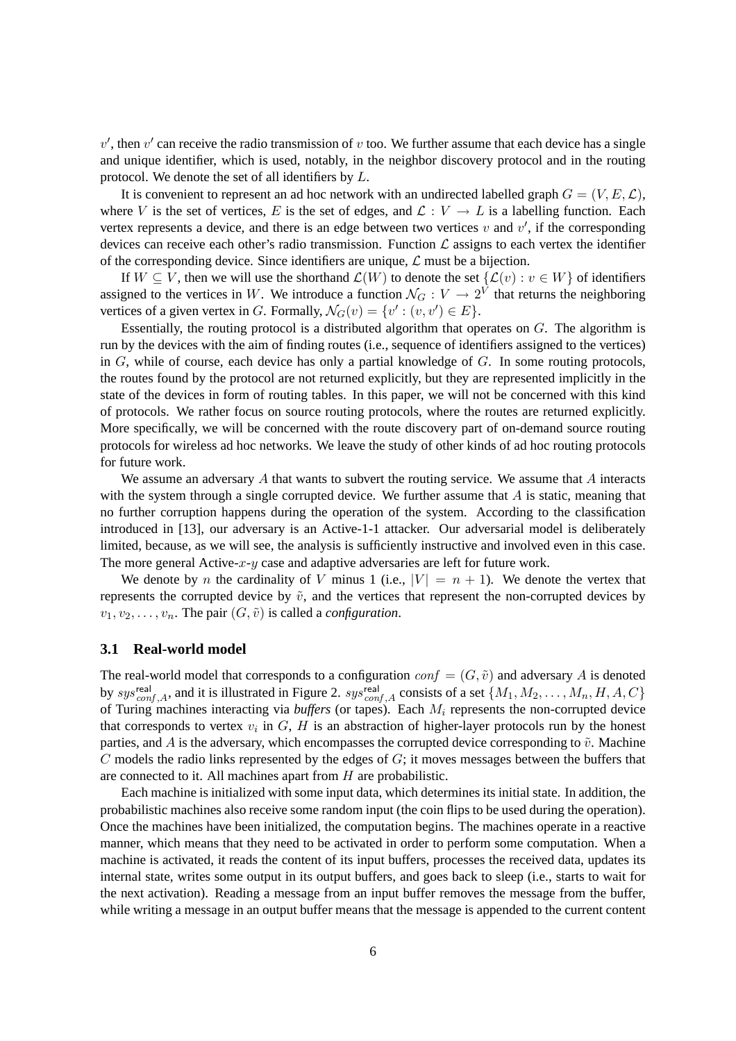$v'$, then $v'$ can receive the radio transmission of $v$ too. We further assume that each device has a single and unique identifier, which is used, notably, in the neighbor discovery protocol and in the routing protocol. We denote the set of all identifiers by $L$.

It is convenient to represent an ad hoc network with an undirected labelled graph $G = (V, E, \mathcal{L})$, where $V$ is the set of vertices, $E$ is the set of edges, and $\mathcal{L} : V \to L$ is a labelling function. Each vertex represents a device, and there is an edge between two vertices $v$ and $v'$, if the corresponding devices can receive each other's radio transmission. Function $\mathcal{L}$ assigns to each vertex the identifier of the corresponding device. Since identifiers are unique, $\mathcal{L}$ must be a bijection.

If $W \subseteq V$, then we will use the shorthand $\mathcal{L}(W)$ to denote the set $\{\mathcal{L}(v) : v \in W\}$ of identifiers assigned to the vertices in $W$. We introduce a function $\mathcal{N}_G : V \to 2^V$ that returns the neighboring vertices of a given vertex in $G$. Formally, $\mathcal{N}_G(v) = \{v' : (v, v') \in E\}$.

Essentially, the routing protocol is a distributed algorithm that operates on $G$. The algorithm is run by the devices with the aim of finding routes (i.e., sequence of identifiers assigned to the vertices) in $G$, while of course, each device has only a partial knowledge of $G$. In some routing protocols, the routes found by the protocol are not returned explicitly, but they are represented implicitly in the state of the devices in form of routing tables. In this paper, we will not be concerned with this kind of protocols. We rather focus on source routing protocols, where the routes are returned explicitly. More specifically, we will be concerned with the route discovery part of on-demand source routing protocols for wireless ad hoc networks. We leave the study of other kinds of ad hoc routing protocols for future work.

We assume an adversary $A$ that wants to subvert the routing service. We assume that $A$ interacts with the system through a single corrupted device. We further assume that $A$ is static, meaning that no further corruption happens during the operation of the system. According to the classification introduced in [13], our adversary is an Active-1-1 attacker. Our adversarial model is deliberately limited, because, as we will see, the analysis is sufficiently instructive and involved even in this case. The more general Active-$x$-$y$ case and adaptive adversaries are left for future work.

We denote by $n$ the cardinality of $V$ minus 1 (i.e., $|V| = n + 1$). We denote the vertex that represents the corrupted device by $\tilde{v}$, and the vertices that represent the non-corrupted devices by $v_1, v_2, \ldots, v_n$. The pair $(G, \tilde{v})$ is called a *configuration*.

### 3.1 Real-world model

The real-world model that corresponds to a configuration $conf = (G, \tilde{v})$ and adversary $A$ is denoted by $sys^{\mathsf{real}}_{conf,A}$, and it is illustrated in Figure 2. $sys^{\mathsf{real}}_{conf,A}$ consists of a set $\{M_1, M_2, \ldots, M_n, H, A, C\}$ of Turing machines interacting via *buffers* (or tapes). Each $M_i$ represents the non-corrupted device that corresponds to vertex $v_i$ in $G$, $H$ is an abstraction of higher-layer protocols run by the honest parties, and $A$ is the adversary, which encompasses the corrupted device corresponding to $\tilde{v}$. Machine $C$ models the radio links represented by the edges of $G$; it moves messages between the buffers that are connected to it. All machines apart from $H$ are probabilistic.

Each machine is initialized with some input data, which determines its initial state. In addition, the probabilistic machines also receive some random input (the coin flips to be used during the operation). Once the machines have been initialized, the computation begins. The machines operate in a reactive manner, which means that they need to be activated in order to perform some computation. When a machine is activated, it reads the content of its input buffers, processes the received data, updates its internal state, writes some output in its output buffers, and goes back to sleep (i.e., starts to wait for the next activation). Reading a message from an input buffer removes the message from the buffer, while writing a message in an output buffer means that the message is appended to the current content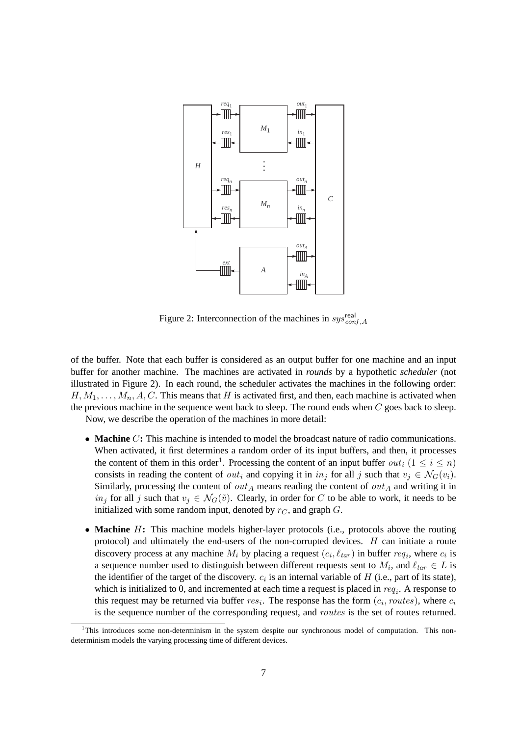Figure 2: Interconnection of the machines in $sys^{\mathsf{real}}_{conf,A}$

of the buffer. Note that each buffer is considered as an output buffer for one machine and an input buffer for another machine. The machines are activated in *rounds* by a hypothetic *scheduler* (not illustrated in Figure 2). In each round, the scheduler activates the machines in the following order: $H, M_1, \ldots, M_n, A, C$. This means that $H$ is activated first, and then, each machine is activated when the previous machine in the sequence went back to sleep. The round ends when $C$ goes back to sleep.

Now, we describe the operation of the machines in more detail:

- **Machine $C$:** This machine is intended to model the broadcast nature of radio communications. When activated, it first determines a random order of its input buffers, and then, it processes the content of them in this order[1]. Processing the content of an input buffer $out_i$ $(1 \leq i \leq n)$ consists in reading the content of $out_i$ and copying it in $in_j$ for all $j$ such that $v_j \in \mathcal{N}_G(v_i)$. Similarly, processing the content of $out_A$ means reading the content of $out_A$ and writing it in $in_j$ for all $j$ such that $v_j \in \mathcal{N}_G(\tilde{v})$. Clearly, in order for $C$ to be able to work, it needs to be initialized with some random input, denoted by $r_C$, and graph $G$.

- **Machine $H$:** This machine models higher-layer protocols (i.e., protocols above the routing protocol) and ultimately the end-users of the non-corrupted devices. $H$ can initiate a route discovery process at any machine $M_i$ by placing a request $(c_i, \ell_{tar})$ in buffer $req_i$, where $c_i$ is a sequence number used to distinguish between different requests sent to $M_i$, and $\ell_{tar} \in L$ is the identifier of the target of the discovery. $c_i$ is an internal variable of $H$ (i.e., part of its state), which is initialized to 0, and incremented at each time a request is placed in $req_i$. A response to this request may be returned via buffer $res_i$. The response has the form $(c_i, routes)$, where $c_i$ is the sequence number of the corresponding request, and $routes$ is the set of routes returned.

[1] This introduces some non-determinism in the system despite our synchronous model of computation. This non-determinism models the varying processing time of different devices.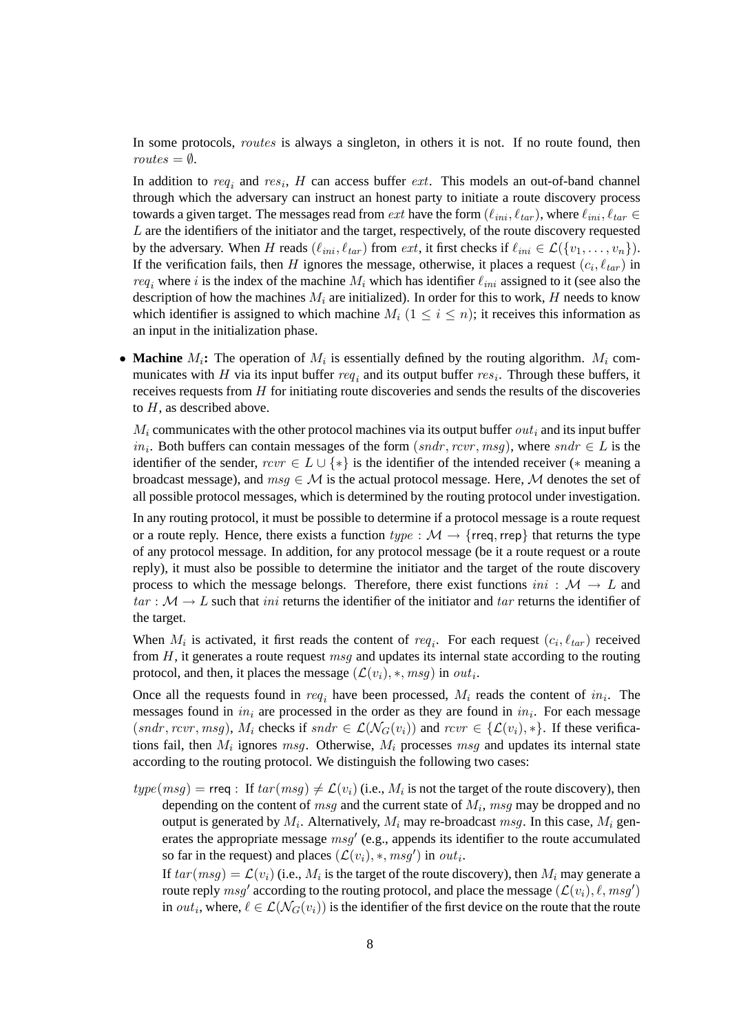In some protocols, $routes$ is always a singleton, in others it is not. If no route found, then $routes = \emptyset$.

In addition to $req_i$ and $res_i$, $H$ can access buffer $ext$. This models an out-of-band channel through which the adversary can instruct an honest party to initiate a route discovery process towards a given target. The messages read from $ext$ have the form $(\ell_{ini}, \ell_{tar})$, where $\ell_{ini}, \ell_{tar} \in L$ are the identifiers of the initiator and the target, respectively, of the route discovery requested by the adversary. When $H$ reads $(\ell_{ini}, \ell_{tar})$ from $ext$, it first checks if $\ell_{ini} \in \mathcal{L}(\{v_1, \ldots, v_n\})$. If the verification fails, then $H$ ignores the message, otherwise, it places a request $(c_i, \ell_{tar})$ in $req_i$ where $i$ is the index of the machine $M_i$ which has identifier $\ell_{ini}$ assigned to it (see also the description of how the machines $M_i$ are initialized). In order for this to work, $H$ needs to know which identifier is assigned to which machine $M_i$ ($1 \leq i \leq n$); it receives this information as an input in the initialization phase.

- **Machine $M_i$:** The operation of $M_i$ is essentially defined by the routing algorithm. $M_i$ communicates with $H$ via its input buffer $req_i$ and its output buffer $res_i$. Through these buffers, it receives requests from $H$ for initiating route discoveries and sends the results of the discoveries to $H$, as described above.

  $M_i$ communicates with the other protocol machines via its output buffer $out_i$ and its input buffer $in_i$. Both buffers can contain messages of the form $(sndr, rcvr, msg)$, where $sndr \in L$ is the identifier of the sender, $rcvr \in L \cup \{*\}$ is the identifier of the intended receiver ($*$ meaning a broadcast message), and $msg \in \mathcal{M}$ is the actual protocol message. Here, $\mathcal{M}$ denotes the set of all possible protocol messages, which is determined by the routing protocol under investigation.

  In any routing protocol, it must be possible to determine if a protocol message is a route request or a route reply. Hence, there exists a function $type : \mathcal{M} \rightarrow \{\mathsf{rreq}, \mathsf{rrep}\}$ that returns the type of any protocol message. In addition, for any protocol message (be it a route request or a route reply), it must also be possible to determine the initiator and the target of the route discovery process to which the message belongs. Therefore, there exist functions $ini : \mathcal{M} \rightarrow L$ and $tar : \mathcal{M} \rightarrow L$ such that $ini$ returns the identifier of the initiator and $tar$ returns the identifier of the target.

  When $M_i$ is activated, it first reads the content of $req_i$. For each request $(c_i, \ell_{tar})$ received from $H$, it generates a route request $msg$ and updates its internal state according to the routing protocol, and then, it places the message $(\mathcal{L}(v_i), *, msg)$ in $out_i$.

  Once all the requests found in $req_i$ have been processed, $M_i$ reads the content of $in_i$. The messages found in $in_i$ are processed in the order as they are found in $in_i$. For each message $(sndr, rcvr, msg)$, $M_i$ checks if $sndr \in \mathcal{L}(\mathcal{N}_G(v_i))$ and $rcvr \in \{\mathcal{L}(v_i), *\}$. If these verifications fail, then $M_i$ ignores $msg$. Otherwise, $M_i$ processes $msg$ and updates its internal state according to the routing protocol. We distinguish the following two cases:

  $type(msg) = \mathsf{rreq}$ : If $tar(msg) \neq \mathcal{L}(v_i)$ (i.e., $M_i$ is not the target of the route discovery), then depending on the content of $msg$ and the current state of $M_i$, $msg$ may be dropped and no output is generated by $M_i$. Alternatively, $M_i$ may re-broadcast $msg$. In this case, $M_i$ generates the appropriate message $msg'$ (e.g., appends its identifier to the route accumulated so far in the request) and places $(\mathcal{L}(v_i), *, msg')$ in $out_i$.

  If $tar(msg) = \mathcal{L}(v_i)$ (i.e., $M_i$ is the target of the route discovery), then $M_i$ may generate a route reply $msg'$ according to the routing protocol, and place the message $(\mathcal{L}(v_i), \ell, msg')$ in $out_i$, where, $\ell \in \mathcal{L}(\mathcal{N}_G(v_i))$ is the identifier of the first device on the route that the route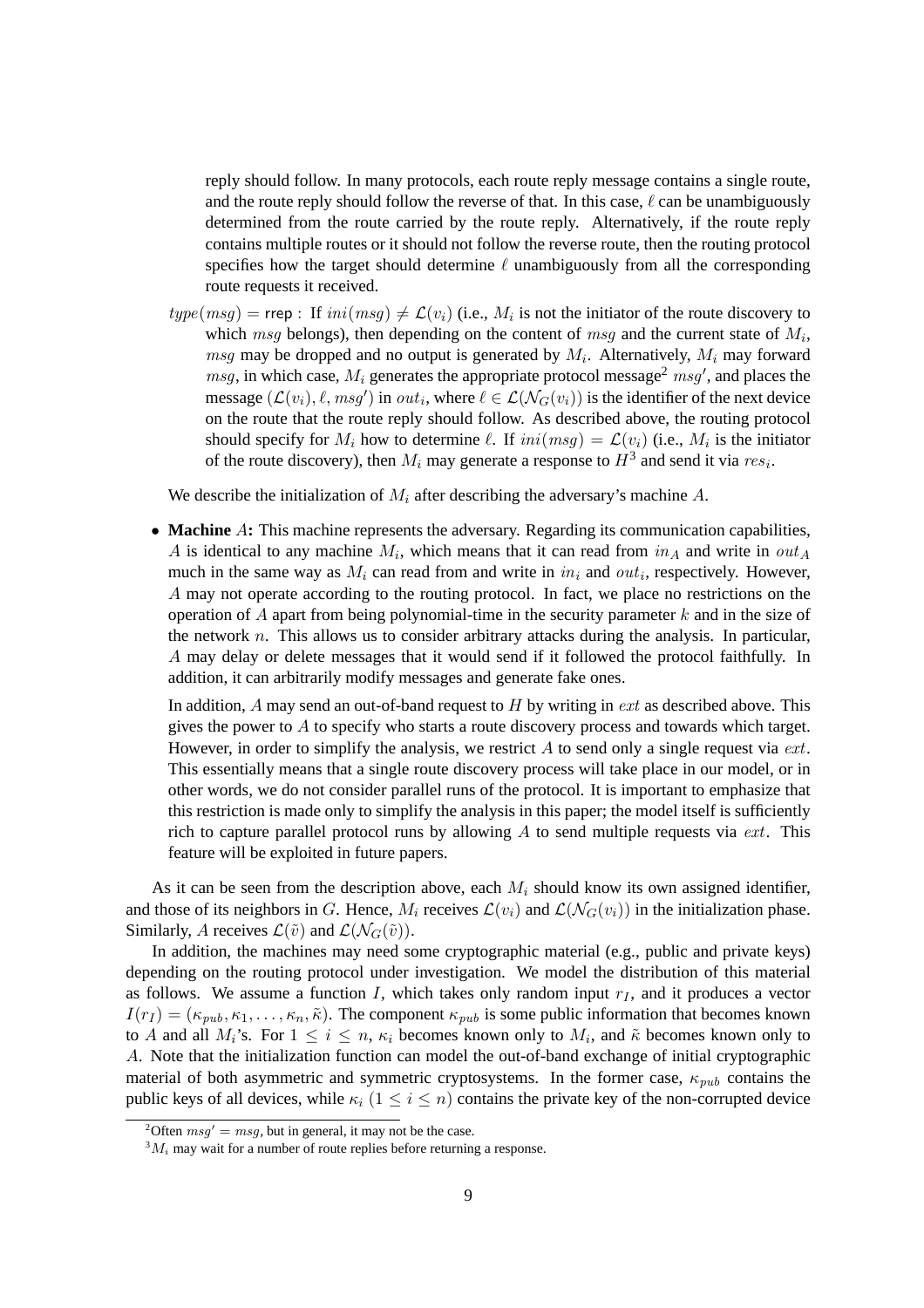reply should follow. In many protocols, each route reply message contains a single route, and the route reply should follow the reverse of that. In this case, $\ell$ can be unambiguously determined from the route carried by the route reply. Alternatively, if the route reply contains multiple routes or it should not follow the reverse route, then the routing protocol specifies how the target should determine $\ell$ unambiguously from all the corresponding route requests it received.

$type(msg) = \mathsf{rrep}$ : If $ini(msg) \neq \mathcal{L}(v_i)$ (i.e., $M_i$ is not the initiator of the route discovery to which $msg$ belongs), then depending on the content of $msg$ and the current state of $M_i$, $msg$ may be dropped and no output is generated by $M_i$. Alternatively, $M_i$ may forward $msg$, in which case, $M_i$ generates the appropriate protocol message[2] $msg'$, and places the message $(\mathcal{L}(v_i), \ell, msg')$ in $out_i$, where $\ell \in \mathcal{L}(\mathcal{N}_G(v_i))$ is the identifier of the next device on the route that the route reply should follow. As described above, the routing protocol should specify for $M_i$ how to determine $\ell$. If $ini(msg) = \mathcal{L}(v_i)$ (i.e., $M_i$ is the initiator of the route discovery), then $M_i$ may generate a response to $H$[3] and send it via $res_i$.

We describe the initialization of $M_i$ after describing the adversary's machine $A$.

- **Machine $A$:** This machine represents the adversary. Regarding its communication capabilities, $A$ is identical to any machine $M_i$, which means that it can read from $in_A$ and write in $out_A$ much in the same way as $M_i$ can read from and write in $in_i$ and $out_i$, respectively. However, $A$ may not operate according to the routing protocol. In fact, we place no restrictions on the operation of $A$ apart from being polynomial-time in the security parameter $k$ and in the size of the network $n$. This allows us to consider arbitrary attacks during the analysis. In particular, $A$ may delay or delete messages that it would send if it followed the protocol faithfully. In addition, it can arbitrarily modify messages and generate fake ones.

  In addition, $A$ may send an out-of-band request to $H$ by writing in $ext$ as described above. This gives the power to $A$ to specify who starts a route discovery process and towards which target. However, in order to simplify the analysis, we restrict $A$ to send only a single request via $ext$. This essentially means that a single route discovery process will take place in our model, or in other words, we do not consider parallel runs of the protocol. It is important to emphasize that this restriction is made only to simplify the analysis in this paper; the model itself is sufficiently rich to capture parallel protocol runs by allowing $A$ to send multiple requests via $ext$. This feature will be exploited in future papers.

As it can be seen from the description above, each $M_i$ should know its own assigned identifier, and those of its neighbors in $G$. Hence, $M_i$ receives $\mathcal{L}(v_i)$ and $\mathcal{L}(\mathcal{N}_G(v_i))$ in the initialization phase. Similarly, $A$ receives $\mathcal{L}(\tilde{v})$ and $\mathcal{L}(\mathcal{N}_G(\tilde{v}))$.

In addition, the machines may need some cryptographic material (e.g., public and private keys) depending on the routing protocol under investigation. We model the distribution of this material as follows. We assume a function $I$, which takes only random input $r_I$, and it produces a vector $I(r_I) = (\kappa_{pub}, \kappa_1, \ldots, \kappa_n, \tilde{\kappa})$. The component $\kappa_{pub}$ is some public information that becomes known to $A$ and all $M_i$'s. For $1 \leq i \leq n$, $\kappa_i$ becomes known only to $M_i$, and $\tilde{\kappa}$ becomes known only to $A$. Note that the initialization function can model the out-of-band exchange of initial cryptographic material of both asymmetric and symmetric cryptosystems. In the former case, $\kappa_{pub}$ contains the public keys of all devices, while $\kappa_i$ $(1 \leq i \leq n)$ contains the private key of the non-corrupted device

[2] Often $msg' = msg$, but in general, it may not be the case.

[3] $M_i$ may wait for a number of route replies before returning a response.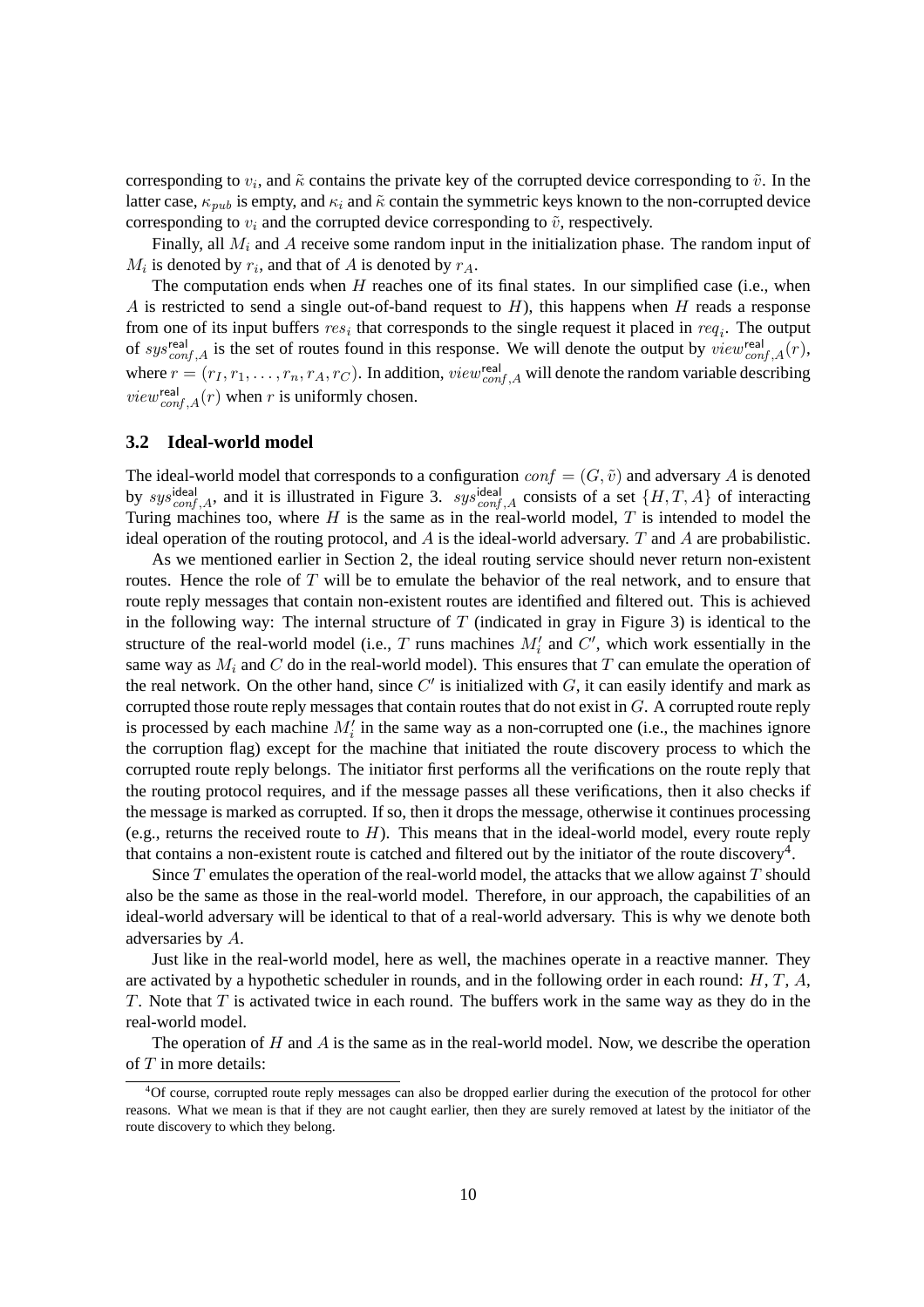corresponding to $v_i$, and $\tilde{\kappa}$ contains the private key of the corrupted device corresponding to $\tilde{v}$. In the latter case, $\kappa_{pub}$ is empty, and $\kappa_i$ and $\tilde{\kappa}$ contain the symmetric keys known to the non-corrupted device corresponding to $v_i$ and the corrupted device corresponding to $\tilde{v}$, respectively.

Finally, all $M_i$ and $A$ receive some random input in the initialization phase. The random input of $M_i$ is denoted by $r_i$, and that of $A$ is denoted by $r_A$.

The computation ends when $H$ reaches one of its final states. In our simplified case (i.e., when $A$ is restricted to send a single out-of-band request to $H$), this happens when $H$ reads a response from one of its input buffers $res_i$ that corresponds to the single request it placed in $req_i$. The output of $sys^{\mathsf{real}}_{conf,A}$ is the set of routes found in this response. We will denote the output by $view^{\mathsf{real}}_{conf,A}(r)$, where $r = (r_I, r_1, \ldots, r_n, r_A, r_C)$. In addition, $view^{\mathsf{real}}_{conf,A}$ will denote the random variable describing $view^{\mathsf{real}}_{conf,A}(r)$ when $r$ is uniformly chosen.

### 3.2 Ideal-world model

The ideal-world model that corresponds to a configuration $conf = (G, \tilde{v})$ and adversary $A$ is denoted by $sys^{\mathsf{ideal}}_{conf,A}$, and it is illustrated in Figure 3. $sys^{\mathsf{ideal}}_{conf,A}$ consists of a set $\{H, T, A\}$ of interacting Turing machines too, where $H$ is the same as in the real-world model, $T$ is intended to model the ideal operation of the routing protocol, and $A$ is the ideal-world adversary. $T$ and $A$ are probabilistic.

As we mentioned earlier in Section 2, the ideal routing service should never return non-existent routes. Hence the role of $T$ will be to emulate the behavior of the real network, and to ensure that route reply messages that contain non-existent routes are identified and filtered out. This is achieved in the following way: The internal structure of $T$ (indicated in gray in Figure 3) is identical to the structure of the real-world model (i.e., $T$ runs machines $M'_i$ and $C'$, which work essentially in the same way as $M_i$ and $C$ do in the real-world model). This ensures that $T$ can emulate the operation of the real network. On the other hand, since $C'$ is initialized with $G$, it can easily identify and mark as corrupted those route reply messages that contain routes that do not exist in $G$. A corrupted route reply is processed by each machine $M'_i$ in the same way as a non-corrupted one (i.e., the machines ignore the corruption flag) except for the machine that initiated the route discovery process to which the corrupted route reply belongs. The initiator first performs all the verifications on the route reply that the routing protocol requires, and if the message passes all these verifications, then it also checks if the message is marked as corrupted. If so, then it drops the message, otherwise it continues processing (e.g., returns the received route to $H$). This means that in the ideal-world model, every route reply that contains a non-existent route is catched and filtered out by the initiator of the route discovery[4].

Since $T$ emulates the operation of the real-world model, the attacks that we allow against $T$ should also be the same as those in the real-world model. Therefore, in our approach, the capabilities of an ideal-world adversary will be identical to that of a real-world adversary. This is why we denote both adversaries by $A$.

Just like in the real-world model, here as well, the machines operate in a reactive manner. They are activated by a hypothetic scheduler in rounds, and in the following order in each round: $H$, $T$, $A$, $T$. Note that $T$ is activated twice in each round. The buffers work in the same way as they do in the real-world model.

The operation of $H$ and $A$ is the same as in the real-world model. Now, we describe the operation of $T$ in more details:

[4] Of course, corrupted route reply messages can also be dropped earlier during the execution of the protocol for other reasons. What we mean is that if they are not caught earlier, then they are surely removed at latest by the initiator of the route discovery to which they belong.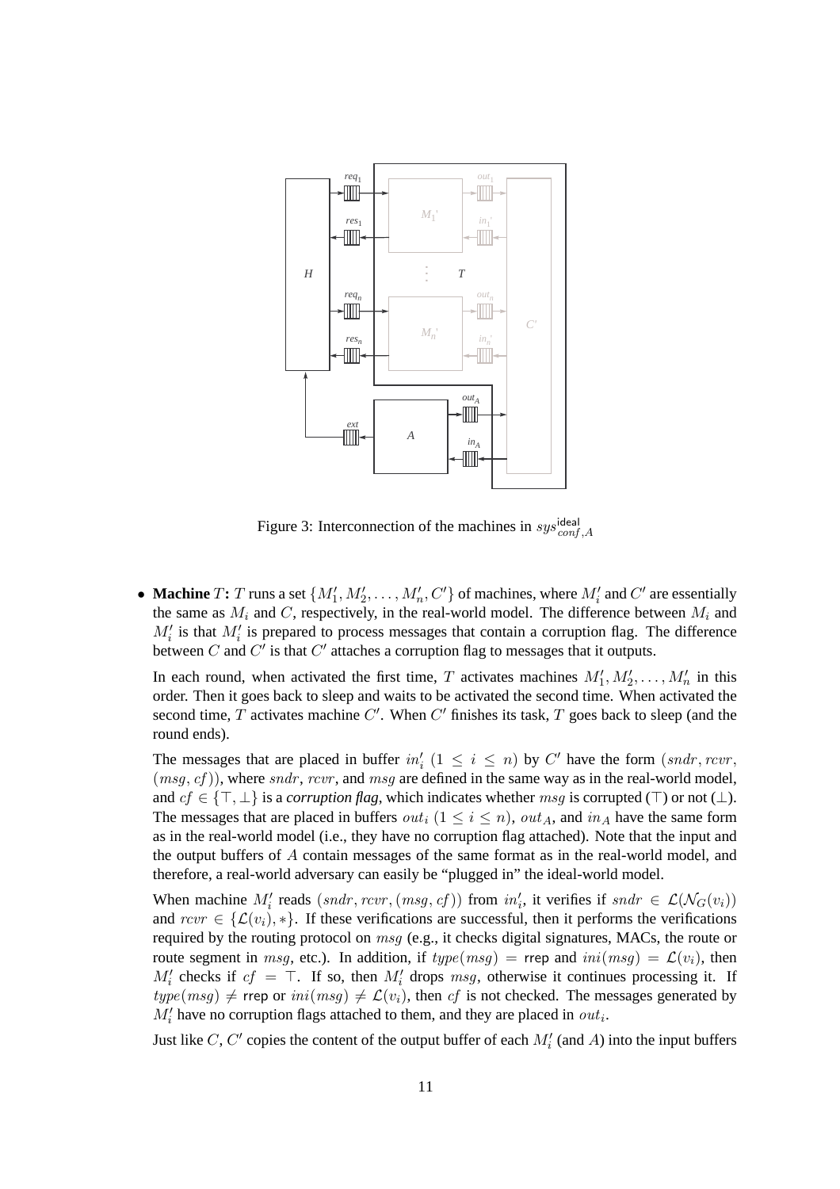Figure 3: Interconnection of the machines in $sys^{\mathsf{ideal}}_{conf,A}$

- **Machine** $T$**:** $T$ runs a set $\{M'_1, M'_2, \ldots, M'_n, C'\}$ of machines, where $M'_i$ and $C'$ are essentially the same as $M_i$ and $C$, respectively, in the real-world model. The difference between $M_i$ and $M'_i$ is that $M'_i$ is prepared to process messages that contain a corruption flag. The difference between $C$ and $C'$ is that $C'$ attaches a corruption flag to messages that it outputs.

  In each round, when activated the first time, $T$ activates machines $M'_1, M'_2, \ldots, M'_n$ in this order. Then it goes back to sleep and waits to be activated the second time. When activated the second time, $T$ activates machine $C'$. When $C'$ finishes its task, $T$ goes back to sleep (and the round ends).

  The messages that are placed in buffer $in'_i$ ($1 \leq i \leq n$) by $C'$ have the form $(sndr, rcvr, (msg, cf))$, where $sndr$, $rcvr$, and $msg$ are defined in the same way as in the real-world model, and $cf \in \{\top, \bot\}$ is a *corruption flag*, which indicates whether $msg$ is corrupted ($\top$) or not ($\bot$). The messages that are placed in buffers $out_i$ ($1 \leq i \leq n$), $out_A$, and $in_A$ have the same form as in the real-world model (i.e., they have no corruption flag attached). Note that the input and the output buffers of $A$ contain messages of the same format as in the real-world model, and therefore, a real-world adversary can easily be "plugged in" the ideal-world model.

  When machine $M'_i$ reads $(sndr, rcvr, (msg, cf))$ from $in'_i$, it verifies if $sndr \in \mathcal{L}(\mathcal{N}_G(v_i))$ and $rcvr \in \{\mathcal{L}(v_i), *\}$. If these verifications are successful, then it performs the verifications required by the routing protocol on $msg$ (e.g., it checks digital signatures, MACs, the route or route segment in $msg$, etc.). In addition, if $type(msg) = \mathsf{rrep}$ and $ini(msg) = \mathcal{L}(v_i)$, then $M'_i$ checks if $cf = \top$. If so, then $M'_i$ drops $msg$, otherwise it continues processing it. If $type(msg) \neq \mathsf{rrep}$ or $ini(msg) \neq \mathcal{L}(v_i)$, then $cf$ is not checked. The messages generated by $M'_i$ have no corruption flags attached to them, and they are placed in $out_i$.

  Just like $C$, $C'$ copies the content of the output buffer of each $M'_i$ (and $A$) into the input buffers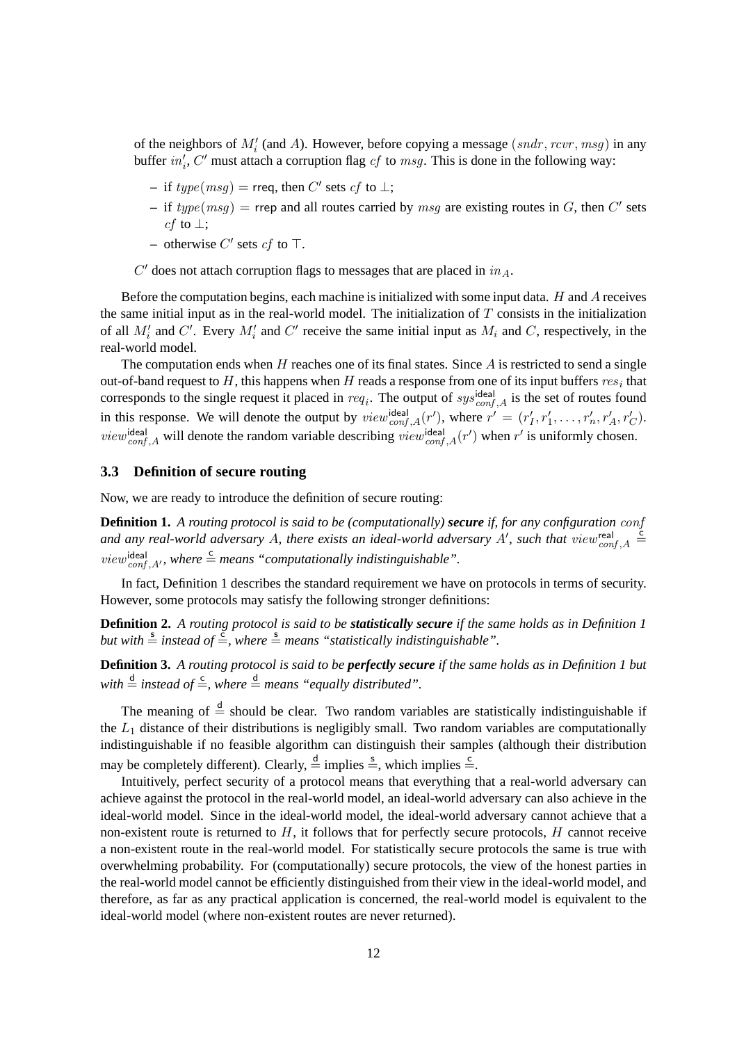of the neighbors of $M'_i$ (and $A$). However, before copying a message $(sndr, rcvr, msg)$ in any buffer $in'_i$, $C'$ must attach a corruption flag $cf$ to $msg$. This is done in the following way:

- if $type(msg) = \mathsf{rreq}$, then $C'$ sets $cf$ to $\perp$;
- if $type(msg) = \mathsf{rrep}$ and all routes carried by $msg$ are existing routes in $G$, then $C'$ sets $cf$ to $\perp$;
- otherwise $C'$ sets $cf$ to $\top$.

$C'$ does not attach corruption flags to messages that are placed in $in_A$.

Before the computation begins, each machine is initialized with some input data. $H$ and $A$ receives the same initial input as in the real-world model. The initialization of $T$ consists in the initialization of all $M'_i$ and $C'$. Every $M'_i$ and $C'$ receive the same initial input as $M_i$ and $C$, respectively, in the real-world model.

The computation ends when $H$ reaches one of its final states. Since $A$ is restricted to send a single out-of-band request to $H$, this happens when $H$ reads a response from one of its input buffers $res_i$ that corresponds to the single request it placed in $req_i$. The output of $sys^{\mathsf{ideal}}_{conf,A}$ is the set of routes found in this response. We will denote the output by $view^{\mathsf{ideal}}_{conf,A}(r')$, where $r' = (r'_I, r'_1, \ldots, r'_n, r'_A, r'_C)$. $view^{\mathsf{ideal}}_{conf,A}$ will denote the random variable describing $view^{\mathsf{ideal}}_{conf,A}(r')$ when $r'$ is uniformly chosen.

### 3.3 Definition of secure routing

Now, we are ready to introduce the definition of secure routing:

**Definition 1.** *A routing protocol is said to be (computationally)* ***secure*** *if, for any configuration $conf$ and any real-world adversary $A$, there exists an ideal-world adversary $A'$, such that $view^{\mathsf{real}}_{conf,A} \stackrel{\mathsf{c}}{=} view^{\mathsf{ideal}}_{conf,A'}$, where $\stackrel{\mathsf{c}}{=}$ means "computationally indistinguishable".*

In fact, Definition 1 describes the standard requirement we have on protocols in terms of security. However, some protocols may satisfy the following stronger definitions:

**Definition 2.** *A routing protocol is said to be* ***statistically secure*** *if the same holds as in Definition 1 but with $\stackrel{\mathsf{s}}{=}$ instead of $\stackrel{\mathsf{c}}{=}$, where $\stackrel{\mathsf{s}}{=}$ means "statistically indistinguishable".*

**Definition 3.** *A routing protocol is said to be* ***perfectly secure*** *if the same holds as in Definition 1 but with $\stackrel{\mathsf{d}}{=}$ instead of $\stackrel{\mathsf{c}}{=}$, where $\stackrel{\mathsf{d}}{=}$ means "equally distributed".*

The meaning of $\stackrel{\mathsf{d}}{=}$ should be clear. Two random variables are statistically indistinguishable if the $L_1$ distance of their distributions is negligibly small. Two random variables are computationally indistinguishable if no feasible algorithm can distinguish their samples (although their distribution may be completely different). Clearly, $\stackrel{\mathsf{d}}{=}$ implies $\stackrel{\mathsf{s}}{=}$, which implies $\stackrel{\mathsf{c}}{=}$.

Intuitively, perfect security of a protocol means that everything that a real-world adversary can achieve against the protocol in the real-world model, an ideal-world adversary can also achieve in the ideal-world model. Since in the ideal-world model, the ideal-world adversary cannot achieve that a non-existent route is returned to $H$, it follows that for perfectly secure protocols, $H$ cannot receive a non-existent route in the real-world model. For statistically secure protocols the same is true with overwhelming probability. For (computationally) secure protocols, the view of the honest parties in the real-world model cannot be efficiently distinguished from their view in the ideal-world model, and therefore, as far as any practical application is concerned, the real-world model is equivalent to the ideal-world model (where non-existent routes are never returned).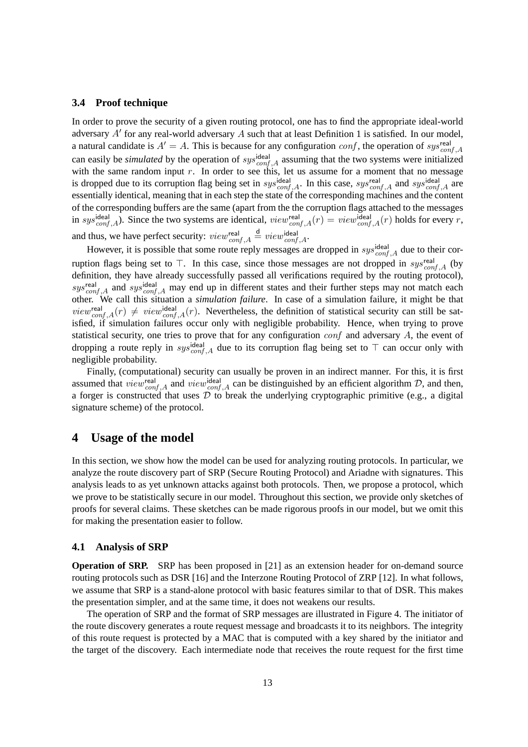### 3.4 Proof technique

In order to prove the security of a given routing protocol, one has to find the appropriate ideal-world adversary $A'$ for any real-world adversary $A$ such that at least Definition 1 is satisfied. In our model, a natural candidate is $A' = A$. This is because for any configuration $conf$, the operation of $sys^{\mathsf{real}}_{conf,A}$ can easily be *simulated* by the operation of $sys^{\mathsf{ideal}}_{conf,A}$ assuming that the two systems were initialized with the same random input $r$. In order to see this, let us assume for a moment that no message is dropped due to its corruption flag being set in $sys^{\mathsf{ideal}}_{conf,A}$. In this case, $sys^{\mathsf{real}}_{conf,A}$ and $sys^{\mathsf{ideal}}_{conf,A}$ are essentially identical, meaning that in each step the state of the corresponding machines and the content of the corresponding buffers are the same (apart from the the corruption flags attached to the messages in $sys^{\mathsf{ideal}}_{conf,A}$). Since the two systems are identical, $view^{\mathsf{real}}_{conf,A}(r) = view^{\mathsf{ideal}}_{conf,A}(r)$ holds for every $r$, and thus, we have perfect security: $view^{\mathsf{real}}_{conf,A} \stackrel{\mathsf{d}}{=} view^{\mathsf{ideal}}_{conf,A}$.

However, it is possible that some route reply messages are dropped in $sys^{\mathsf{ideal}}_{conf,A}$ due to their corruption flags being set to $\top$. In this case, since those messages are not dropped in $sys^{\mathsf{real}}_{conf,A}$ (by definition, they have already successfully passed all verifications required by the routing protocol), $sys^{\mathsf{real}}_{conf,A}$ and $sys^{\mathsf{ideal}}_{conf,A}$ may end up in different states and their further steps may not match each other. We call this situation a *simulation failure*. In case of a simulation failure, it might be that $view^{\mathsf{real}}_{conf,A}(r) \neq view^{\mathsf{ideal}}_{conf,A}(r)$. Nevertheless, the definition of statistical security can still be satisfied, if simulation failures occur only with negligible probability. Hence, when trying to prove statistical security, one tries to prove that for any configuration $conf$ and adversary $A$, the event of dropping a route reply in $sys^{\mathsf{ideal}}_{conf,A}$ due to its corruption flag being set to $\top$ can occur only with negligible probability.

Finally, (computational) security can usually be proven in an indirect manner. For this, it is first assumed that $view^{\mathsf{real}}_{conf,A}$ and $view^{\mathsf{ideal}}_{conf,A}$ can be distinguished by an efficient algorithm $\mathcal{D}$, and then, a forger is constructed that uses $\mathcal{D}$ to break the underlying cryptographic primitive (e.g., a digital signature scheme) of the protocol.

## 4 Usage of the model

In this section, we show how the model can be used for analyzing routing protocols. In particular, we analyze the route discovery part of SRP (Secure Routing Protocol) and Ariadne with signatures. This analysis leads to as yet unknown attacks against both protocols. Then, we propose a protocol, which we prove to be statistically secure in our model. Throughout this section, we provide only sketches of proofs for several claims. These sketches can be made rigorous proofs in our model, but we omit this for making the presentation easier to follow.

### 4.1 Analysis of SRP

**Operation of SRP.** SRP has been proposed in [21] as an extension header for on-demand source routing protocols such as DSR [16] and the Interzone Routing Protocol of ZRP [12]. In what follows, we assume that SRP is a stand-alone protocol with basic features similar to that of DSR. This makes the presentation simpler, and at the same time, it does not weakens our results.

The operation of SRP and the format of SRP messages are illustrated in Figure 4. The initiator of the route discovery generates a route request message and broadcasts it to its neighbors. The integrity of this route request is protected by a MAC that is computed with a key shared by the initiator and the target of the discovery. Each intermediate node that receives the route request for the first time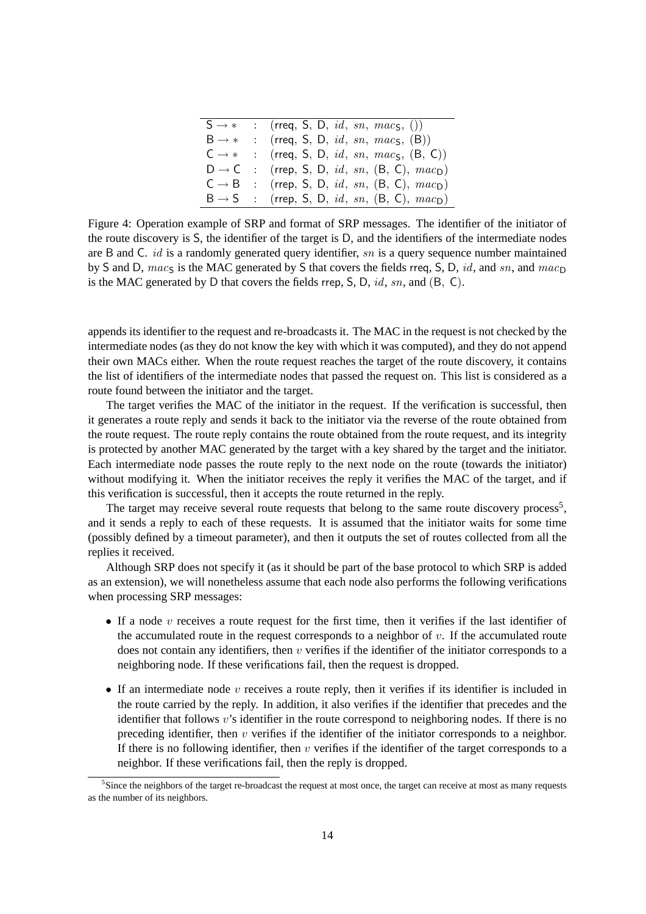| | | |
|---|---|---|
| $\mathsf{S} \rightarrow *$ | : | (rreq, S, D, $id$, $sn$, $mac_{\mathsf{S}}$, ()) |
| $\mathsf{B} \rightarrow *$ | : | (rreq, S, D, $id$, $sn$, $mac_{\mathsf{S}}$, (B)) |
| $\mathsf{C} \rightarrow *$ | : | (rreq, S, D, $id$, $sn$, $mac_{\mathsf{S}}$, (B, C)) |
| $\mathsf{D} \rightarrow \mathsf{C}$ | : | (rrep, S, D, $id$, $sn$, (B, C), $mac_{\mathsf{D}}$) |
| $\mathsf{C} \rightarrow \mathsf{B}$ | : | (rrep, S, D, $id$, $sn$, (B, C), $mac_{\mathsf{D}}$) |
| $\mathsf{B} \rightarrow \mathsf{S}$ | : | (rrep, S, D, $id$, $sn$, (B, C), $mac_{\mathsf{D}}$) |

Figure 4: Operation example of SRP and format of SRP messages. The identifier of the initiator of the route discovery is S, the identifier of the target is D, and the identifiers of the intermediate nodes are B and C. $id$ is a randomly generated query identifier, $sn$ is a query sequence number maintained by S and D, $mac_{\mathsf{S}}$ is the MAC generated by S that covers the fields rreq, S, D, $id$, and $sn$, and $mac_{\mathsf{D}}$ is the MAC generated by D that covers the fields rrep, S, D, $id$, $sn$, and (B, C).

appends its identifier to the request and re-broadcasts it. The MAC in the request is not checked by the intermediate nodes (as they do not know the key with which it was computed), and they do not append their own MACs either. When the route request reaches the target of the route discovery, it contains the list of identifiers of the intermediate nodes that passed the request on. This list is considered as a route found between the initiator and the target.

The target verifies the MAC of the initiator in the request. If the verification is successful, then it generates a route reply and sends it back to the initiator via the reverse of the route obtained from the route request. The route reply contains the route obtained from the route request, and its integrity is protected by another MAC generated by the target with a key shared by the target and the initiator. Each intermediate node passes the route reply to the next node on the route (towards the initiator) without modifying it. When the initiator receives the reply it verifies the MAC of the target, and if this verification is successful, then it accepts the route returned in the reply.

The target may receive several route requests that belong to the same route discovery process[5], and it sends a reply to each of these requests. It is assumed that the initiator waits for some time (possibly defined by a timeout parameter), and then it outputs the set of routes collected from all the replies it received.

Although SRP does not specify it (as it should be part of the base protocol to which SRP is added as an extension), we will nonetheless assume that each node also performs the following verifications when processing SRP messages:

- If a node $v$ receives a route request for the first time, then it verifies if the last identifier of the accumulated route in the request corresponds to a neighbor of $v$. If the accumulated route does not contain any identifiers, then $v$ verifies if the identifier of the initiator corresponds to a neighboring node. If these verifications fail, then the request is dropped.
- If an intermediate node $v$ receives a route reply, then it verifies if its identifier is included in the route carried by the reply. In addition, it also verifies if the identifier that precedes and the identifier that follows $v$'s identifier in the route correspond to neighboring nodes. If there is no preceding identifier, then $v$ verifies if the identifier of the initiator corresponds to a neighbor. If there is no following identifier, then $v$ verifies if the identifier of the target corresponds to a neighbor. If these verifications fail, then the reply is dropped.

[5]Since the neighbors of the target re-broadcast the request at most once, the target can receive at most as many requests as the number of its neighbors.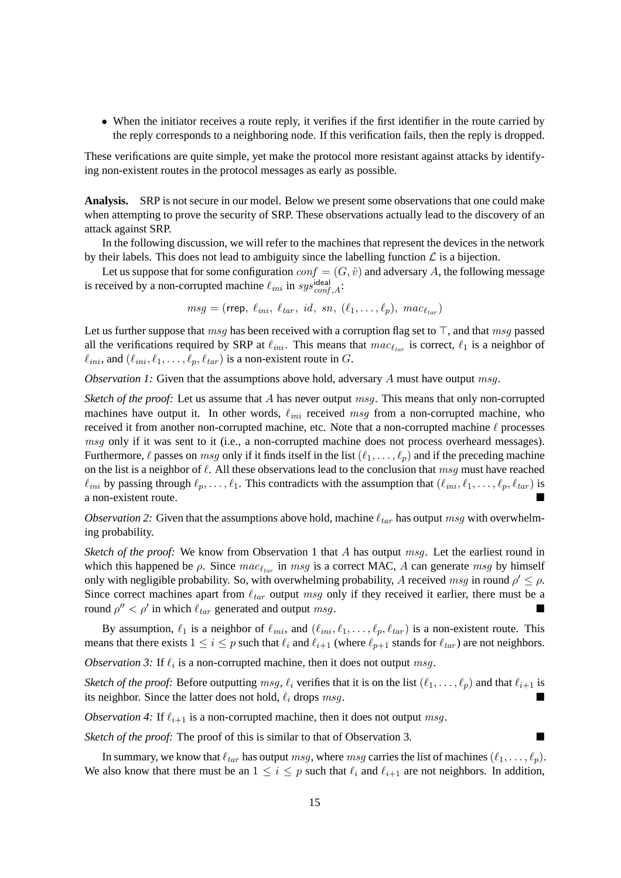- When the initiator receives a route reply, it verifies if the first identifier in the route carried by the reply corresponds to a neighboring node. If this verification fails, then the reply is dropped.

These verifications are quite simple, yet make the protocol more resistant against attacks by identifying non-existent routes in the protocol messages as early as possible.

**Analysis.** SRP is not secure in our model. Below we present some observations that one could make when attempting to prove the security of SRP. These observations actually lead to the discovery of an attack against SRP.

In the following discussion, we will refer to the machines that represent the devices in the network by their labels. This does not lead to ambiguity since the labelling function $\mathcal{L}$ is a bijection.

Let us suppose that for some configuration $conf = (G, \tilde{v})$ and adversary $A$, the following message is received by a non-corrupted machine $\ell_{ini}$ in $sys^{\mathsf{ideal}}_{conf,A}$:

$$msg = (\mathsf{rrep},\ \ell_{ini},\ \ell_{tar},\ id,\ sn,\ (\ell_1, \ldots, \ell_p),\ mac_{\ell_{tar}})$$

Let us further suppose that $msg$ has been received with a corruption flag set to $\top$, and that $msg$ passed all the verifications required by SRP at $\ell_{ini}$. This means that $mac_{\ell_{tar}}$ is correct, $\ell_1$ is a neighbor of $\ell_{ini}$, and $(\ell_{ini}, \ell_1, \ldots, \ell_p, \ell_{tar})$ is a non-existent route in $G$.

*Observation 1:* Given that the assumptions above hold, adversary $A$ must have output $msg$.

*Sketch of the proof:* Let us assume that $A$ has never output $msg$. This means that only non-corrupted machines have output it. In other words, $\ell_{ini}$ received $msg$ from a non-corrupted machine, who received it from another non-corrupted machine, etc. Note that a non-corrupted machine $\ell$ processes $msg$ only if it was sent to it (i.e., a non-corrupted machine does not process overheard messages). Furthermore, $\ell$ passes on $msg$ only if it finds itself in the list $(\ell_1, \ldots, \ell_p)$ and if the preceding machine on the list is a neighbor of $\ell$. All these observations lead to the conclusion that $msg$ must have reached $\ell_{ini}$ by passing through $\ell_p, \ldots, \ell_1$. This contradicts with the assumption that $(\ell_{ini}, \ell_1, \ldots, \ell_p, \ell_{tar})$ is a non-existent route. ■

*Observation 2:* Given that the assumptions above hold, machine $\ell_{tar}$ has output $msg$ with overwhelming probability.

*Sketch of the proof:* We know from Observation 1 that $A$ has output $msg$. Let the earliest round in which this happened be $\rho$. Since $mac_{\ell_{tar}}$ in $msg$ is a correct MAC, $A$ can generate $msg$ by himself only with negligible probability. So, with overwhelming probability, $A$ received $msg$ in round $\rho' \leq \rho$. Since correct machines apart from $\ell_{tar}$ output $msg$ only if they received it earlier, there must be a round $\rho'' < \rho'$ in which $\ell_{tar}$ generated and output $msg$. ■

By assumption, $\ell_1$ is a neighbor of $\ell_{ini}$, and $(\ell_{ini}, \ell_1, \ldots, \ell_p, \ell_{tar})$ is a non-existent route. This means that there exists $1 \leq i \leq p$ such that $\ell_i$ and $\ell_{i+1}$ (where $\ell_{p+1}$ stands for $\ell_{tar}$) are not neighbors.

*Observation 3:* If $\ell_i$ is a non-corrupted machine, then it does not output $msg$.

*Sketch of the proof:* Before outputting $msg$, $\ell_i$ verifies that it is on the list $(\ell_1, \ldots, \ell_p)$ and that $\ell_{i+1}$ is its neighbor. Since the latter does not hold, $\ell_i$ drops $msg$. ■

*Observation 4:* If $\ell_{i+1}$ is a non-corrupted machine, then it does not output $msg$.

*Sketch of the proof:* The proof of this is similar to that of Observation 3. ■

In summary, we know that $\ell_{tar}$ has output $msg$, where $msg$ carries the list of machines $(\ell_1, \ldots, \ell_p)$. We also know that there must be an $1 \leq i \leq p$ such that $\ell_i$ and $\ell_{i+1}$ are not neighbors. In addition,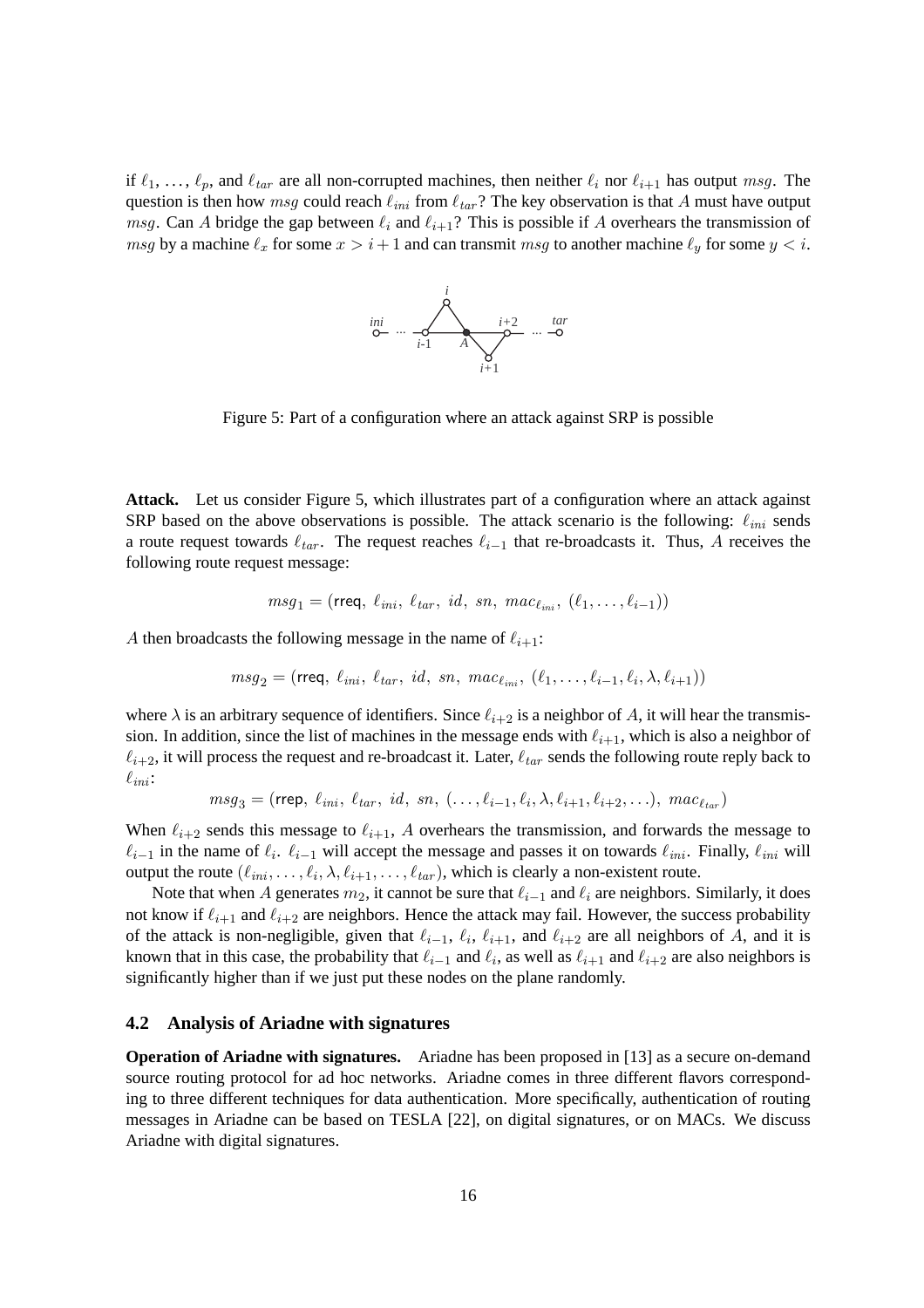if $\ell_1, \ldots, \ell_p$, and $\ell_{tar}$ are all non-corrupted machines, then neither $\ell_i$ nor $\ell_{i+1}$ has output $msg$. The question is then how $msg$ could reach $\ell_{ini}$ from $\ell_{tar}$? The key observation is that $A$ must have output $msg$. Can $A$ bridge the gap between $\ell_i$ and $\ell_{i+1}$? This is possible if $A$ overhears the transmission of $msg$ by a machine $\ell_x$ for some $x > i+1$ and can transmit $msg$ to another machine $\ell_y$ for some $y < i$.

Figure 5: Part of a configuration where an attack against SRP is possible

**Attack.** Let us consider Figure 5, which illustrates part of a configuration where an attack against SRP based on the above observations is possible. The attack scenario is the following: $\ell_{ini}$ sends a route request towards $\ell_{tar}$. The request reaches $\ell_{i-1}$ that re-broadcasts it. Thus, $A$ receives the following route request message:

$$msg_1 = (\mathsf{rreq},\ \ell_{ini},\ \ell_{tar},\ id,\ sn,\ mac_{\ell_{ini}},\ (\ell_1, \ldots, \ell_{i-1}))$$

$A$ then broadcasts the following message in the name of $\ell_{i+1}$:

$$msg_2 = (\mathsf{rreq},\ \ell_{ini},\ \ell_{tar},\ id,\ sn,\ mac_{\ell_{ini}},\ (\ell_1, \ldots, \ell_{i-1}, \ell_i, \lambda, \ell_{i+1}))$$

where $\lambda$ is an arbitrary sequence of identifiers. Since $\ell_{i+2}$ is a neighbor of $A$, it will hear the transmission. In addition, since the list of machines in the message ends with $\ell_{i+1}$, which is also a neighbor of $\ell_{i+2}$, it will process the request and re-broadcast it. Later, $\ell_{tar}$ sends the following route reply back to $\ell_{ini}$:

$$msg_3 = (\mathsf{rrep},\ \ell_{ini},\ \ell_{tar},\ id,\ sn,\ (\ldots, \ell_{i-1}, \ell_i, \lambda, \ell_{i+1}, \ell_{i+2}, \ldots),\ mac_{\ell_{tar}})$$

When $\ell_{i+2}$ sends this message to $\ell_{i+1}$, $A$ overhears the transmission, and forwards the message to $\ell_{i-1}$ in the name of $\ell_i$. $\ell_{i-1}$ will accept the message and passes it on towards $\ell_{ini}$. Finally, $\ell_{ini}$ will output the route $(\ell_{ini}, \ldots, \ell_i, \lambda, \ell_{i+1}, \ldots, \ell_{tar})$, which is clearly a non-existent route.

Note that when $A$ generates $m_2$, it cannot be sure that $\ell_{i-1}$ and $\ell_i$ are neighbors. Similarly, it does not know if $\ell_{i+1}$ and $\ell_{i+2}$ are neighbors. Hence the attack may fail. However, the success probability of the attack is non-negligible, given that $\ell_{i-1}$, $\ell_i$, $\ell_{i+1}$, and $\ell_{i+2}$ are all neighbors of $A$, and it is known that in this case, the probability that $\ell_{i-1}$ and $\ell_i$, as well as $\ell_{i+1}$ and $\ell_{i+2}$ are also neighbors is significantly higher than if we just put these nodes on the plane randomly.

### 4.2 Analysis of Ariadne with signatures

**Operation of Ariadne with signatures.** Ariadne has been proposed in [13] as a secure on-demand source routing protocol for ad hoc networks. Ariadne comes in three different flavors corresponding to three different techniques for data authentication. More specifically, authentication of routing messages in Ariadne can be based on TESLA [22], on digital signatures, or on MACs. We discuss Ariadne with digital signatures.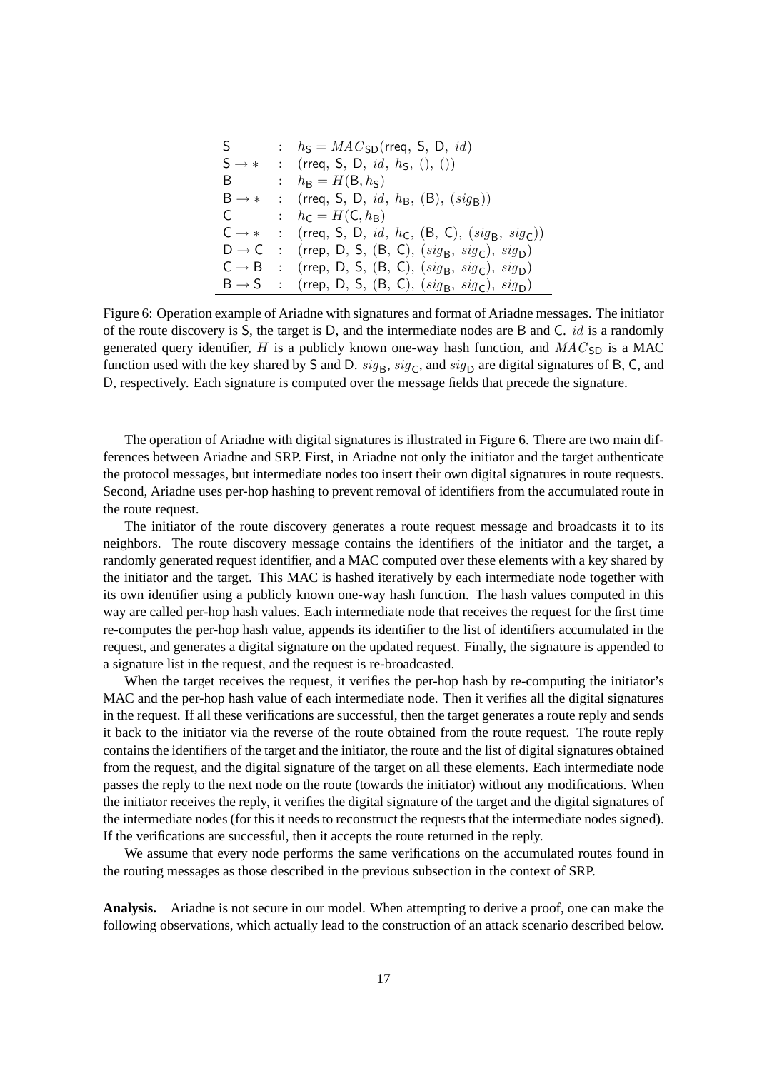| | | |
|---|---|---|
| S | : | $h_{\mathsf{S}} = MAC_{\mathsf{SD}}(\mathsf{rreq}, \mathsf{S}, \mathsf{D}, id)$ |
| $\mathsf{S} \rightarrow *$ | : | $(\mathsf{rreq}, \mathsf{S}, \mathsf{D}, id, h_{\mathsf{S}}, (), ())$ |
| B | : | $h_{\mathsf{B}} = H(\mathsf{B}, h_{\mathsf{S}})$ |
| $\mathsf{B} \rightarrow *$ | : | $(\mathsf{rreq}, \mathsf{S}, \mathsf{D}, id, h_{\mathsf{B}}, (\mathsf{B}), (sig_{\mathsf{B}}))$ |
| C | : | $h_{\mathsf{C}} = H(\mathsf{C}, h_{\mathsf{B}})$ |
| $\mathsf{C} \rightarrow *$ | : | $(\mathsf{rreq}, \mathsf{S}, \mathsf{D}, id, h_{\mathsf{C}}, (\mathsf{B}, \mathsf{C}), (sig_{\mathsf{B}}, sig_{\mathsf{C}}))$ |
| $\mathsf{D} \rightarrow \mathsf{C}$ | : | $(\mathsf{rrep}, \mathsf{D}, \mathsf{S}, (\mathsf{B}, \mathsf{C}), (sig_{\mathsf{B}}, sig_{\mathsf{C}}), sig_{\mathsf{D}})$ |
| $\mathsf{C} \rightarrow \mathsf{B}$ | : | $(\mathsf{rrep}, \mathsf{D}, \mathsf{S}, (\mathsf{B}, \mathsf{C}), (sig_{\mathsf{B}}, sig_{\mathsf{C}}), sig_{\mathsf{D}})$ |
| $\mathsf{B} \rightarrow \mathsf{S}$ | : | $(\mathsf{rrep}, \mathsf{D}, \mathsf{S}, (\mathsf{B}, \mathsf{C}), (sig_{\mathsf{B}}, sig_{\mathsf{C}}), sig_{\mathsf{D}})$ |

Figure 6: Operation example of Ariadne with signatures and format of Ariadne messages. The initiator of the route discovery is S, the target is D, and the intermediate nodes are B and C. $id$ is a randomly generated query identifier, $H$ is a publicly known one-way hash function, and $MAC_{\mathsf{SD}}$ is a MAC function used with the key shared by S and D. $sig_{\mathsf{B}}$, $sig_{\mathsf{C}}$, and $sig_{\mathsf{D}}$ are digital signatures of B, C, and D, respectively. Each signature is computed over the message fields that precede the signature.

The operation of Ariadne with digital signatures is illustrated in Figure 6. There are two main differences between Ariadne and SRP. First, in Ariadne not only the initiator and the target authenticate the protocol messages, but intermediate nodes too insert their own digital signatures in route requests. Second, Ariadne uses per-hop hashing to prevent removal of identifiers from the accumulated route in the route request.

The initiator of the route discovery generates a route request message and broadcasts it to its neighbors. The route discovery message contains the identifiers of the initiator and the target, a randomly generated request identifier, and a MAC computed over these elements with a key shared by the initiator and the target. This MAC is hashed iteratively by each intermediate node together with its own identifier using a publicly known one-way hash function. The hash values computed in this way are called per-hop hash values. Each intermediate node that receives the request for the first time re-computes the per-hop hash value, appends its identifier to the list of identifiers accumulated in the request, and generates a digital signature on the updated request. Finally, the signature is appended to a signature list in the request, and the request is re-broadcasted.

When the target receives the request, it verifies the per-hop hash by re-computing the initiator's MAC and the per-hop hash value of each intermediate node. Then it verifies all the digital signatures in the request. If all these verifications are successful, then the target generates a route reply and sends it back to the initiator via the reverse of the route obtained from the route request. The route reply contains the identifiers of the target and the initiator, the route and the list of digital signatures obtained from the request, and the digital signature of the target on all these elements. Each intermediate node passes the reply to the next node on the route (towards the initiator) without any modifications. When the initiator receives the reply, it verifies the digital signature of the target and the digital signatures of the intermediate nodes (for this it needs to reconstruct the requests that the intermediate nodes signed). If the verifications are successful, then it accepts the route returned in the reply.

We assume that every node performs the same verifications on the accumulated routes found in the routing messages as those described in the previous subsection in the context of SRP.

**Analysis.** Ariadne is not secure in our model. When attempting to derive a proof, one can make the following observations, which actually lead to the construction of an attack scenario described below.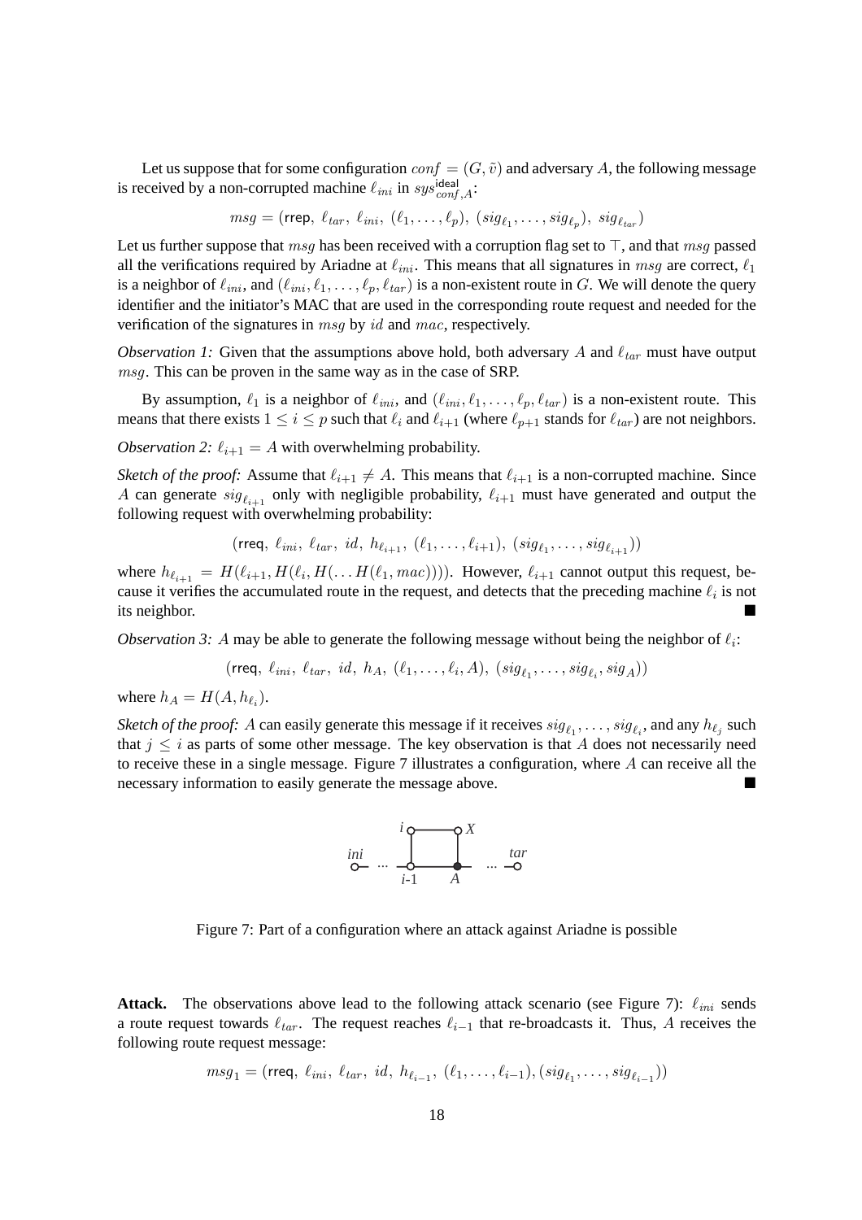Let us suppose that for some configuration $conf = (G, \tilde{v})$ and adversary $A$, the following message is received by a non-corrupted machine $\ell_{ini}$ in $sys^{\mathsf{ideal}}_{conf,A}$:

$$msg = (\mathsf{rrep},\ \ell_{tar},\ \ell_{ini},\ (\ell_1, \ldots, \ell_p),\ (sig_{\ell_1}, \ldots, sig_{\ell_p}),\ sig_{\ell_{tar}})$$

Let us further suppose that $msg$ has been received with a corruption flag set to $\top$, and that $msg$ passed all the verifications required by Ariadne at $\ell_{ini}$. This means that all signatures in $msg$ are correct, $\ell_1$ is a neighbor of $\ell_{ini}$, and $(\ell_{ini}, \ell_1, \ldots, \ell_p, \ell_{tar})$ is a non-existent route in $G$. We will denote the query identifier and the initiator's MAC that are used in the corresponding route request and needed for the verification of the signatures in $msg$ by $id$ and $mac$, respectively.

*Observation 1:* Given that the assumptions above hold, both adversary $A$ and $\ell_{tar}$ must have output $msg$. This can be proven in the same way as in the case of SRP.

By assumption, $\ell_1$ is a neighbor of $\ell_{ini}$, and $(\ell_{ini}, \ell_1, \ldots, \ell_p, \ell_{tar})$ is a non-existent route. This means that there exists $1 \leq i \leq p$ such that $\ell_i$ and $\ell_{i+1}$ (where $\ell_{p+1}$ stands for $\ell_{tar}$) are not neighbors.

*Observation 2:* $\ell_{i+1} = A$ with overwhelming probability.

*Sketch of the proof:* Assume that $\ell_{i+1} \neq A$. This means that $\ell_{i+1}$ is a non-corrupted machine. Since $A$ can generate $sig_{\ell_{i+1}}$ only with negligible probability, $\ell_{i+1}$ must have generated and output the following request with overwhelming probability:

$$(\mathsf{rreq},\ \ell_{ini},\ \ell_{tar},\ id,\ h_{\ell_{i+1}},\ (\ell_1, \ldots, \ell_{i+1}),\ (sig_{\ell_1}, \ldots, sig_{\ell_{i+1}}))$$

where $h_{\ell_{i+1}} = H(\ell_{i+1}, H(\ell_i, H(\ldots H(\ell_1, mac))))$. However, $\ell_{i+1}$ cannot output this request, because it verifies the accumulated route in the request, and detects that the preceding machine $\ell_i$ is not its neighbor. ■

*Observation 3:* $A$ may be able to generate the following message without being the neighbor of $\ell_i$:

$$(\mathsf{rreq},\ \ell_{ini},\ \ell_{tar},\ id,\ h_A,\ (\ell_1, \ldots, \ell_i, A),\ (sig_{\ell_1}, \ldots, sig_{\ell_i}, sig_A))$$

where $h_A = H(A, h_{\ell_i})$.

*Sketch of the proof:* $A$ can easily generate this message if it receives $sig_{\ell_1}, \ldots, sig_{\ell_i}$, and any $h_{\ell_j}$ such that $j \leq i$ as parts of some other message. The key observation is that $A$ does not necessarily need to receive these in a single message. Figure 7 illustrates a configuration, where $A$ can receive all the necessary information to easily generate the message above. ■

Figure 7: Part of a configuration where an attack against Ariadne is possible

**Attack.** The observations above lead to the following attack scenario (see Figure 7): $\ell_{ini}$ sends a route request towards $\ell_{tar}$. The request reaches $\ell_{i-1}$ that re-broadcasts it. Thus, $A$ receives the following route request message:

$$msg_1 = (\mathsf{rreq},\ \ell_{ini},\ \ell_{tar},\ id,\ h_{\ell_{i-1}},\ (\ell_1, \ldots, \ell_{i-1}), (sig_{\ell_1}, \ldots, sig_{\ell_{i-1}}))$$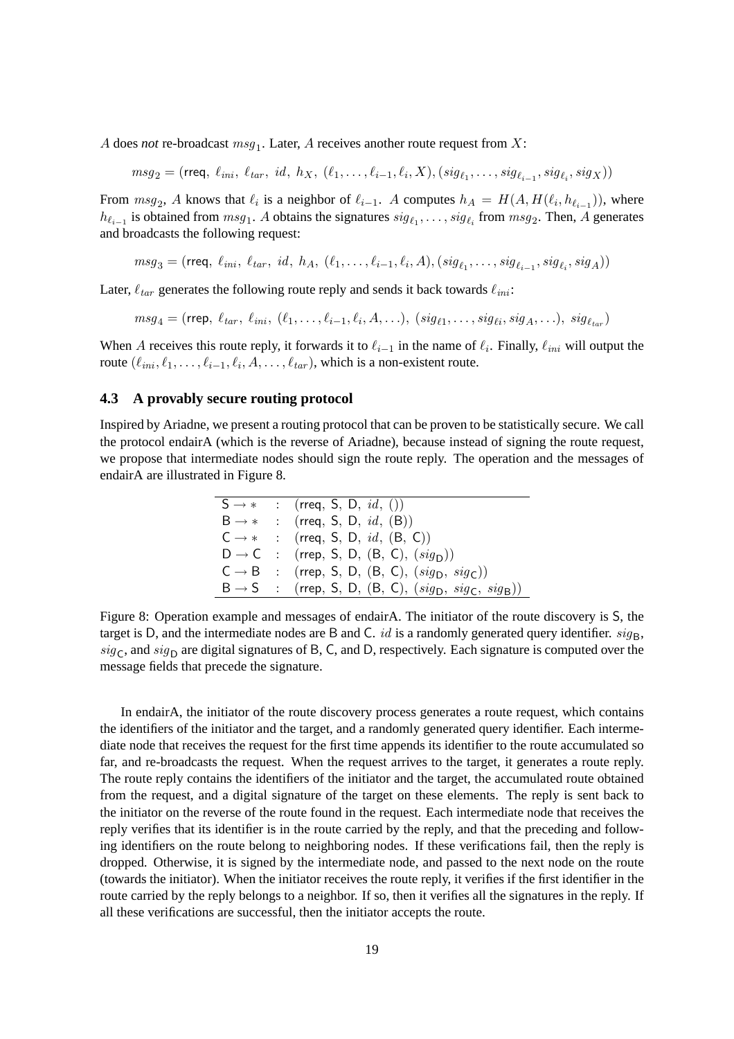$A$ does *not* re-broadcast $msg_1$. Later, $A$ receives another route request from $X$:

$$msg_2 = (\mathsf{rreq},\ \ell_{ini},\ \ell_{tar},\ id,\ h_X,\ (\ell_1,\ldots,\ell_{i-1},\ell_i,X),(sig_{\ell_1},\ldots,sig_{\ell_{i-1}},sig_{\ell_i},sig_X))$$

From $msg_2$, $A$ knows that $\ell_i$ is a neighbor of $\ell_{i-1}$. $A$ computes $h_A = H(A, H(\ell_i, h_{\ell_{i-1}}))$, where $h_{\ell_{i-1}}$ is obtained from $msg_1$. $A$ obtains the signatures $sig_{\ell_1},\ldots,sig_{\ell_i}$ from $msg_2$. Then, $A$ generates and broadcasts the following request:

$$msg_3 = (\mathsf{rreq},\ \ell_{ini},\ \ell_{tar},\ id,\ h_A,\ (\ell_1,\ldots,\ell_{i-1},\ell_i,A),(sig_{\ell_1},\ldots,sig_{\ell_{i-1}},sig_{\ell_i},sig_A))$$

Later, $\ell_{tar}$ generates the following route reply and sends it back towards $\ell_{ini}$:

$$msg_4 = (\mathsf{rrep},\ \ell_{tar},\ \ell_{ini},\ (\ell_1,\ldots,\ell_{i-1},\ell_i,A,\ldots),\ (sig_{\ell 1},\ldots,sig_{\ell i},sig_A,\ldots),\ sig_{\ell_{tar}})$$

When $A$ receives this route reply, it forwards it to $\ell_{i-1}$ in the name of $\ell_i$. Finally, $\ell_{ini}$ will output the route $(\ell_{ini},\ell_1,\ldots,\ell_{i-1},\ell_i,A,\ldots,\ell_{tar})$, which is a non-existent route.

### 4.3 A provably secure routing protocol

Inspired by Ariadne, we present a routing protocol that can be proven to be statistically secure. We call the protocol endairA (which is the reverse of Ariadne), because instead of signing the route request, we propose that intermediate nodes should sign the route reply. The operation and the messages of endairA are illustrated in Figure 8.

| | | |
|---|---|---|
| $\mathsf{S} \rightarrow *$ | : | $(\mathsf{rreq},\ \mathsf{S},\ \mathsf{D},\ id,\ ())$ |
| $\mathsf{B} \rightarrow *$ | : | $(\mathsf{rreq},\ \mathsf{S},\ \mathsf{D},\ id,\ (\mathsf{B}))$ |
| $\mathsf{C} \rightarrow *$ | : | $(\mathsf{rreq},\ \mathsf{S},\ \mathsf{D},\ id,\ (\mathsf{B},\ \mathsf{C}))$ |
| $\mathsf{D} \rightarrow \mathsf{C}$ | : | $(\mathsf{rrep},\ \mathsf{S},\ \mathsf{D},\ (\mathsf{B},\ \mathsf{C}),\ (sig_{\mathsf{D}}))$ |
| $\mathsf{C} \rightarrow \mathsf{B}$ | : | $(\mathsf{rrep},\ \mathsf{S},\ \mathsf{D},\ (\mathsf{B},\ \mathsf{C}),\ (sig_{\mathsf{D}},\ sig_{\mathsf{C}}))$ |
| $\mathsf{B} \rightarrow \mathsf{S}$ | : | $(\mathsf{rrep},\ \mathsf{S},\ \mathsf{D},\ (\mathsf{B},\ \mathsf{C}),\ (sig_{\mathsf{D}},\ sig_{\mathsf{C}},\ sig_{\mathsf{B}}))$ |

Figure 8: Operation example and messages of endairA. The initiator of the route discovery is S, the target is D, and the intermediate nodes are B and C. $id$ is a randomly generated query identifier. $sig_{\mathsf{B}}$, $sig_{\mathsf{C}}$, and $sig_{\mathsf{D}}$ are digital signatures of B, C, and D, respectively. Each signature is computed over the message fields that precede the signature.

In endairA, the initiator of the route discovery process generates a route request, which contains the identifiers of the initiator and the target, and a randomly generated query identifier. Each intermediate node that receives the request for the first time appends its identifier to the route accumulated so far, and re-broadcasts the request. When the request arrives to the target, it generates a route reply. The route reply contains the identifiers of the initiator and the target, the accumulated route obtained from the request, and a digital signature of the target on these elements. The reply is sent back to the initiator on the reverse of the route found in the request. Each intermediate node that receives the reply verifies that its identifier is in the route carried by the reply, and that the preceding and following identifiers on the route belong to neighboring nodes. If these verifications fail, then the reply is dropped. Otherwise, it is signed by the intermediate node, and passed to the next node on the route (towards the initiator). When the initiator receives the route reply, it verifies if the first identifier in the route carried by the reply belongs to a neighbor. If so, then it verifies all the signatures in the reply. If all these verifications are successful, then the initiator accepts the route.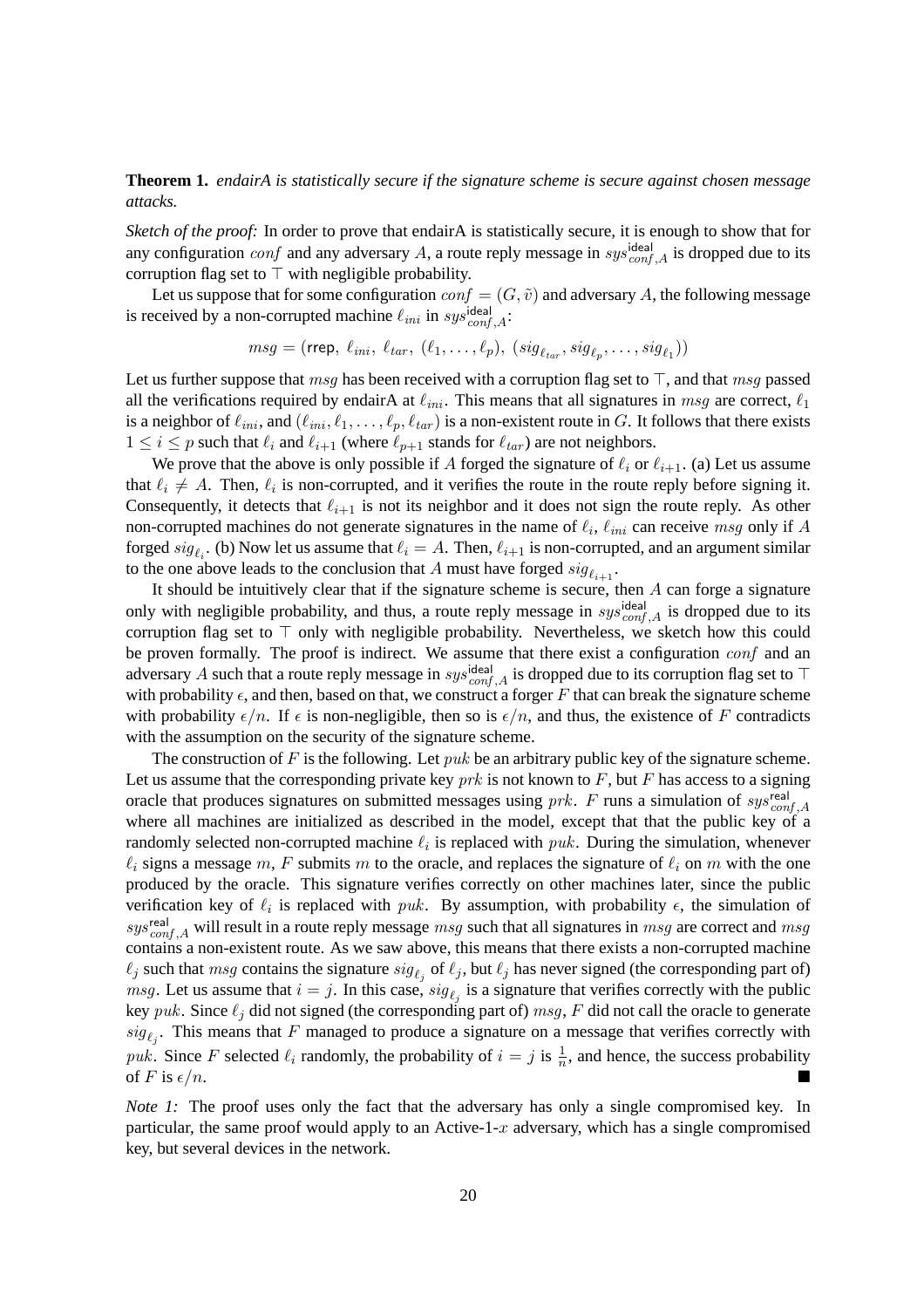**Theorem 1.** *endairA is statistically secure if the signature scheme is secure against chosen message attacks.*

*Sketch of the proof:* In order to prove that endairA is statistically secure, it is enough to show that for any configuration $conf$ and any adversary $A$, a route reply message in $sys^{\mathsf{ideal}}_{conf,A}$ is dropped due to its corruption flag set to $\top$ with negligible probability.

Let us suppose that for some configuration $conf = (G, \tilde{v})$ and adversary $A$, the following message is received by a non-corrupted machine $\ell_{ini}$ in $sys^{\mathsf{ideal}}_{conf,A}$:

$$msg = (\mathsf{rrep},\ \ell_{ini},\ \ell_{tar},\ (\ell_1, \ldots, \ell_p),\ (sig_{\ell_{tar}}, sig_{\ell_p}, \ldots, sig_{\ell_1}))$$

Let us further suppose that $msg$ has been received with a corruption flag set to $\top$, and that $msg$ passed all the verifications required by endairA at $\ell_{ini}$. This means that all signatures in $msg$ are correct, $\ell_1$ is a neighbor of $\ell_{ini}$, and $(\ell_{ini}, \ell_1, \ldots, \ell_p, \ell_{tar})$ is a non-existent route in $G$. It follows that there exists $1 \leq i \leq p$ such that $\ell_i$ and $\ell_{i+1}$ (where $\ell_{p+1}$ stands for $\ell_{tar}$) are not neighbors.

We prove that the above is only possible if $A$ forged the signature of $\ell_i$ or $\ell_{i+1}$. (a) Let us assume that $\ell_i \neq A$. Then, $\ell_i$ is non-corrupted, and it verifies the route in the route reply before signing it. Consequently, it detects that $\ell_{i+1}$ is not its neighbor and it does not sign the route reply. As other non-corrupted machines do not generate signatures in the name of $\ell_i$, $\ell_{ini}$ can receive $msg$ only if $A$ forged $sig_{\ell_i}$. (b) Now let us assume that $\ell_i = A$. Then, $\ell_{i+1}$ is non-corrupted, and an argument similar to the one above leads to the conclusion that $A$ must have forged $sig_{\ell_{i+1}}$.

It should be intuitively clear that if the signature scheme is secure, then $A$ can forge a signature only with negligible probability, and thus, a route reply message in $sys^{\mathsf{ideal}}_{conf,A}$ is dropped due to its corruption flag set to $\top$ only with negligible probability. Nevertheless, we sketch how this could be proven formally. The proof is indirect. We assume that there exist a configuration $conf$ and an adversary $A$ such that a route reply message in $sys^{\mathsf{ideal}}_{conf,A}$ is dropped due to its corruption flag set to $\top$ with probability $\epsilon$, and then, based on that, we construct a forger $F$ that can break the signature scheme with probability $\epsilon/n$. If $\epsilon$ is non-negligible, then so is $\epsilon/n$, and thus, the existence of $F$ contradicts with the assumption on the security of the signature scheme.

The construction of $F$ is the following. Let $puk$ be an arbitrary public key of the signature scheme. Let us assume that the corresponding private key $prk$ is not known to $F$, but $F$ has access to a signing oracle that produces signatures on submitted messages using $prk$. $F$ runs a simulation of $sys^{\mathsf{real}}_{conf,A}$ where all machines are initialized as described in the model, except that that the public key of a randomly selected non-corrupted machine $\ell_i$ is replaced with $puk$. During the simulation, whenever $\ell_i$ signs a message $m$, $F$ submits $m$ to the oracle, and replaces the signature of $\ell_i$ on $m$ with the one produced by the oracle. This signature verifies correctly on other machines later, since the public verification key of $\ell_i$ is replaced with $puk$. By assumption, with probability $\epsilon$, the simulation of $sys^{\mathsf{real}}_{conf,A}$ will result in a route reply message $msg$ such that all signatures in $msg$ are correct and $msg$ contains a non-existent route. As we saw above, this means that there exists a non-corrupted machine $\ell_j$ such that $msg$ contains the signature $sig_{\ell_j}$ of $\ell_j$, but $\ell_j$ has never signed (the corresponding part of) $msg$. Let us assume that $i = j$. In this case, $sig_{\ell_j}$ is a signature that verifies correctly with the public key $puk$. Since $\ell_j$ did not signed (the corresponding part of) $msg$, $F$ did not call the oracle to generate $sig_{\ell_j}$. This means that $F$ managed to produce a signature on a message that verifies correctly with $puk$. Since $F$ selected $\ell_i$ randomly, the probability of $i = j$ is $\frac{1}{n}$, and hence, the success probability of $F$ is $\epsilon/n$. ∎

*Note 1:* The proof uses only the fact that the adversary has only a single compromised key. In particular, the same proof would apply to an Active-1-$x$ adversary, which has a single compromised key, but several devices in the network.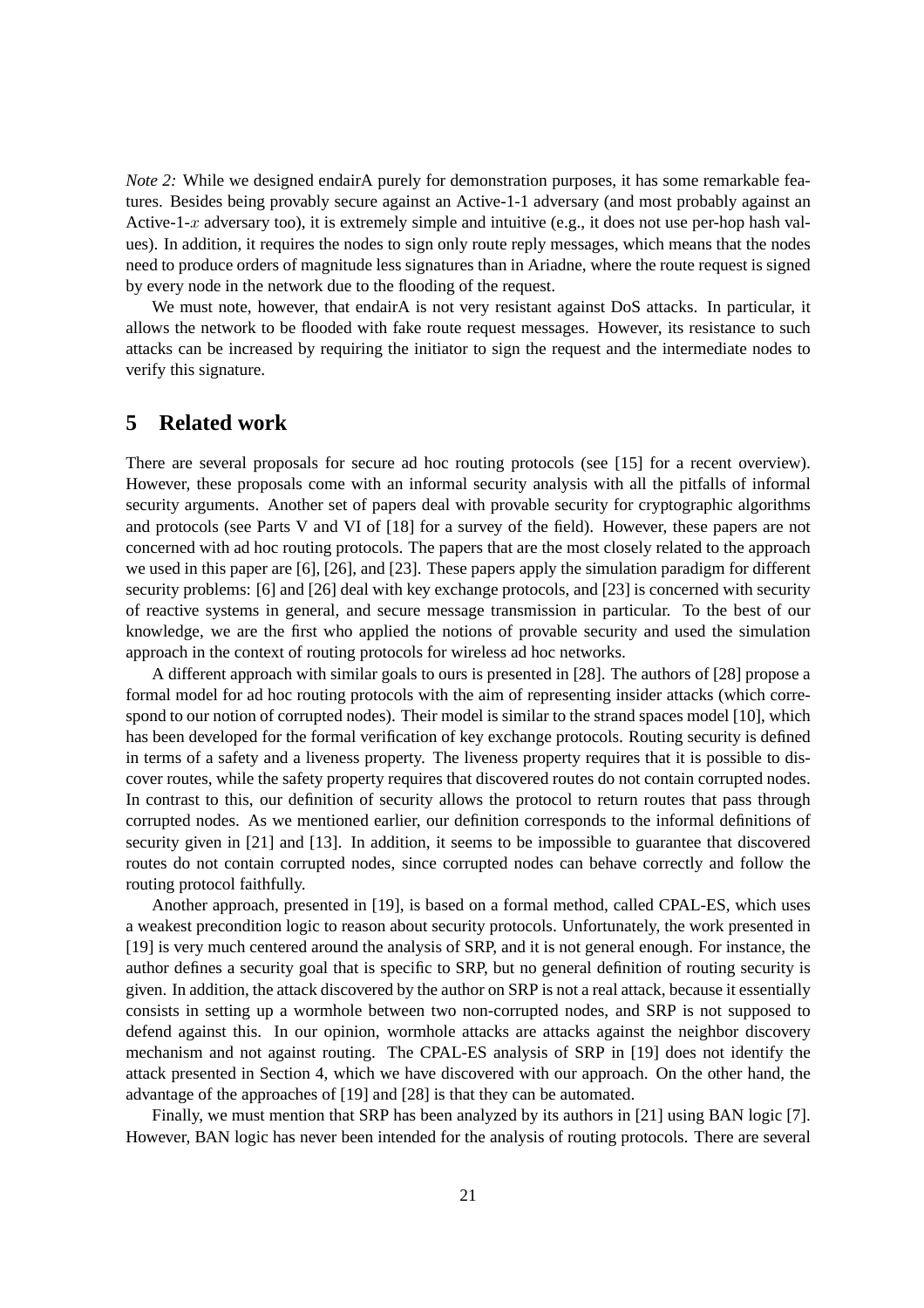*Note 2:* While we designed endairA purely for demonstration purposes, it has some remarkable features. Besides being provably secure against an Active-1-1 adversary (and most probably against an Active-1-$x$ adversary too), it is extremely simple and intuitive (e.g., it does not use per-hop hash values). In addition, it requires the nodes to sign only route reply messages, which means that the nodes need to produce orders of magnitude less signatures than in Ariadne, where the route request is signed by every node in the network due to the flooding of the request.

We must note, however, that endairA is not very resistant against DoS attacks. In particular, it allows the network to be flooded with fake route request messages. However, its resistance to such attacks can be increased by requiring the initiator to sign the request and the intermediate nodes to verify this signature.

## 5 Related work

There are several proposals for secure ad hoc routing protocols (see [15] for a recent overview). However, these proposals come with an informal security analysis with all the pitfalls of informal security arguments. Another set of papers deal with provable security for cryptographic algorithms and protocols (see Parts V and VI of [18] for a survey of the field). However, these papers are not concerned with ad hoc routing protocols. The papers that are the most closely related to the approach we used in this paper are [6], [26], and [23]. These papers apply the simulation paradigm for different security problems: [6] and [26] deal with key exchange protocols, and [23] is concerned with security of reactive systems in general, and secure message transmission in particular. To the best of our knowledge, we are the first who applied the notions of provable security and used the simulation approach in the context of routing protocols for wireless ad hoc networks.

A different approach with similar goals to ours is presented in [28]. The authors of [28] propose a formal model for ad hoc routing protocols with the aim of representing insider attacks (which correspond to our notion of corrupted nodes). Their model is similar to the strand spaces model [10], which has been developed for the formal verification of key exchange protocols. Routing security is defined in terms of a safety and a liveness property. The liveness property requires that it is possible to discover routes, while the safety property requires that discovered routes do not contain corrupted nodes. In contrast to this, our definition of security allows the protocol to return routes that pass through corrupted nodes. As we mentioned earlier, our definition corresponds to the informal definitions of security given in [21] and [13]. In addition, it seems to be impossible to guarantee that discovered routes do not contain corrupted nodes, since corrupted nodes can behave correctly and follow the routing protocol faithfully.

Another approach, presented in [19], is based on a formal method, called CPAL-ES, which uses a weakest precondition logic to reason about security protocols. Unfortunately, the work presented in [19] is very much centered around the analysis of SRP, and it is not general enough. For instance, the author defines a security goal that is specific to SRP, but no general definition of routing security is given. In addition, the attack discovered by the author on SRP is not a real attack, because it essentially consists in setting up a wormhole between two non-corrupted nodes, and SRP is not supposed to defend against this. In our opinion, wormhole attacks are attacks against the neighbor discovery mechanism and not against routing. The CPAL-ES analysis of SRP in [19] does not identify the attack presented in Section 4, which we have discovered with our approach. On the other hand, the advantage of the approaches of [19] and [28] is that they can be automated.

Finally, we must mention that SRP has been analyzed by its authors in [21] using BAN logic [7]. However, BAN logic has never been intended for the analysis of routing protocols. There are several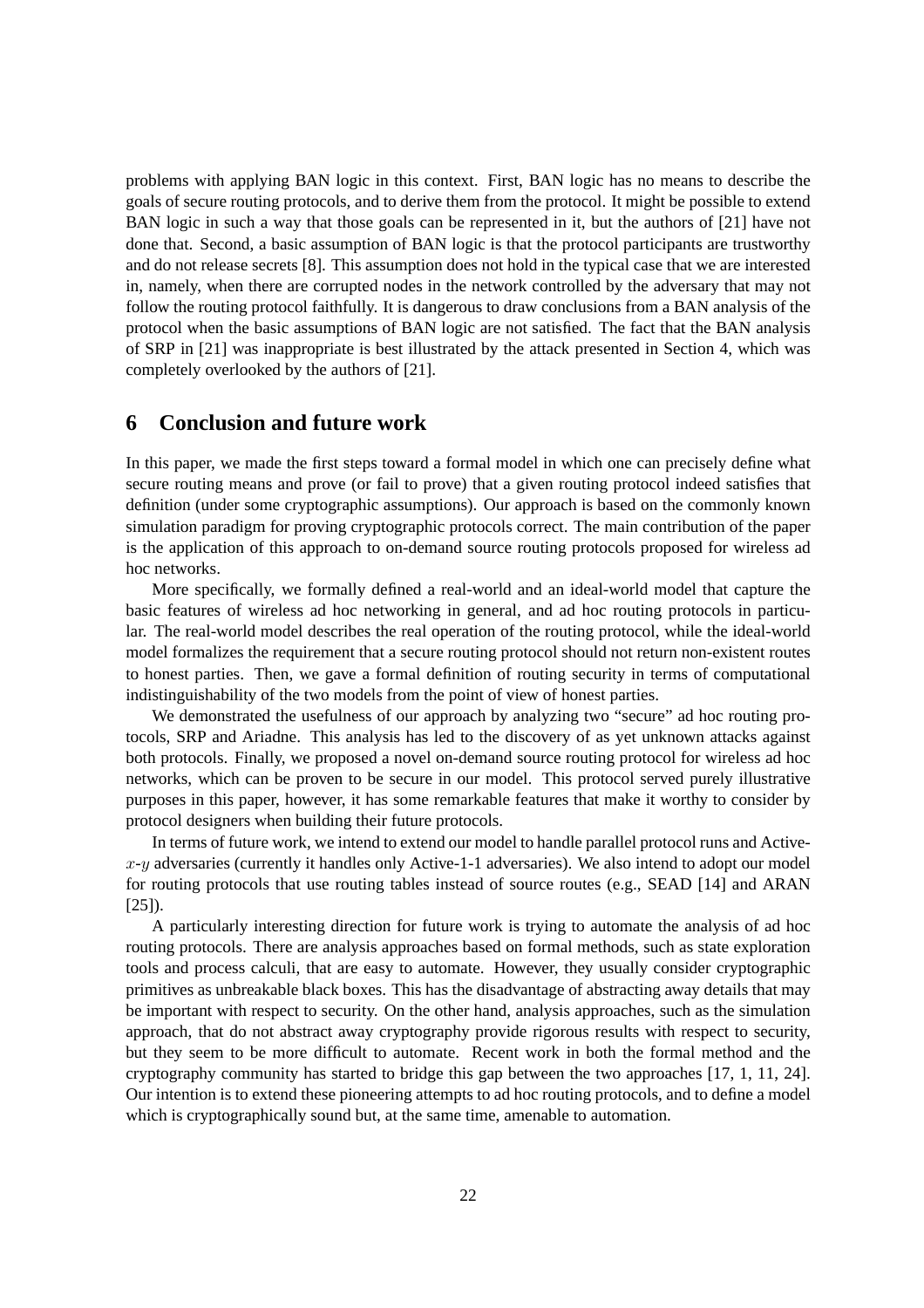problems with applying BAN logic in this context. First, BAN logic has no means to describe the goals of secure routing protocols, and to derive them from the protocol. It might be possible to extend BAN logic in such a way that those goals can be represented in it, but the authors of [21] have not done that. Second, a basic assumption of BAN logic is that the protocol participants are trustworthy and do not release secrets [8]. This assumption does not hold in the typical case that we are interested in, namely, when there are corrupted nodes in the network controlled by the adversary that may not follow the routing protocol faithfully. It is dangerous to draw conclusions from a BAN analysis of the protocol when the basic assumptions of BAN logic are not satisfied. The fact that the BAN analysis of SRP in [21] was inappropriate is best illustrated by the attack presented in Section 4, which was completely overlooked by the authors of [21].

## 6 Conclusion and future work

In this paper, we made the first steps toward a formal model in which one can precisely define what secure routing means and prove (or fail to prove) that a given routing protocol indeed satisfies that definition (under some cryptographic assumptions). Our approach is based on the commonly known simulation paradigm for proving cryptographic protocols correct. The main contribution of the paper is the application of this approach to on-demand source routing protocols proposed for wireless ad hoc networks.

More specifically, we formally defined a real-world and an ideal-world model that capture the basic features of wireless ad hoc networking in general, and ad hoc routing protocols in particular. The real-world model describes the real operation of the routing protocol, while the ideal-world model formalizes the requirement that a secure routing protocol should not return non-existent routes to honest parties. Then, we gave a formal definition of routing security in terms of computational indistinguishability of the two models from the point of view of honest parties.

We demonstrated the usefulness of our approach by analyzing two "secure" ad hoc routing protocols, SRP and Ariadne. This analysis has led to the discovery of as yet unknown attacks against both protocols. Finally, we proposed a novel on-demand source routing protocol for wireless ad hoc networks, which can be proven to be secure in our model. This protocol served purely illustrative purposes in this paper, however, it has some remarkable features that make it worthy to consider by protocol designers when building their future protocols.

In terms of future work, we intend to extend our model to handle parallel protocol runs and Active-$x$-$y$ adversaries (currently it handles only Active-1-1 adversaries). We also intend to adopt our model for routing protocols that use routing tables instead of source routes (e.g., SEAD [14] and ARAN [25]).

A particularly interesting direction for future work is trying to automate the analysis of ad hoc routing protocols. There are analysis approaches based on formal methods, such as state exploration tools and process calculi, that are easy to automate. However, they usually consider cryptographic primitives as unbreakable black boxes. This has the disadvantage of abstracting away details that may be important with respect to security. On the other hand, analysis approaches, such as the simulation approach, that do not abstract away cryptography provide rigorous results with respect to security, but they seem to be more difficult to automate. Recent work in both the formal method and the cryptography community has started to bridge this gap between the two approaches [17, 1, 11, 24]. Our intention is to extend these pioneering attempts to ad hoc routing protocols, and to define a model which is cryptographically sound but, at the same time, amenable to automation.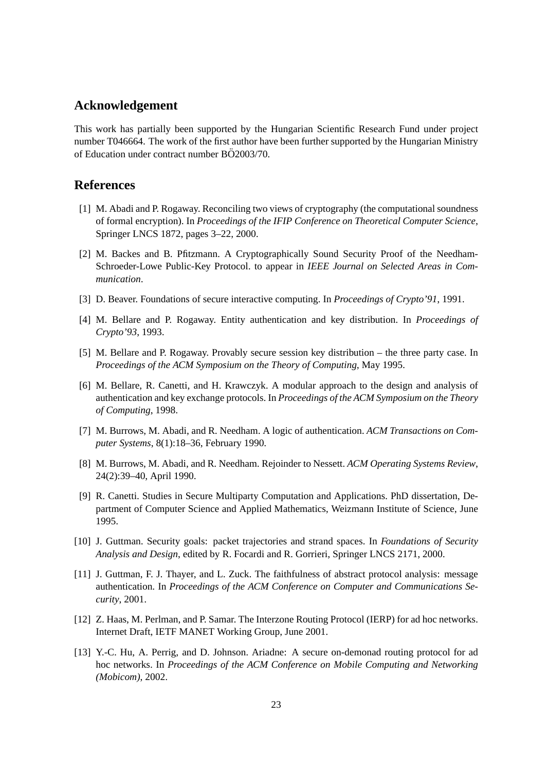## Acknowledgement

This work has partially been supported by the Hungarian Scientific Research Fund under project number T046664. The work of the first author have been further supported by the Hungarian Ministry of Education under contract number BÖ2003/70.

## References

[1] M. Abadi and P. Rogaway. Reconciling two views of cryptography (the computational soundness of formal encryption). In *Proceedings of the IFIP Conference on Theoretical Computer Science*, Springer LNCS 1872, pages 3–22, 2000.

[2] M. Backes and B. Pfitzmann. A Cryptographically Sound Security Proof of the Needham-Schroeder-Lowe Public-Key Protocol. to appear in *IEEE Journal on Selected Areas in Communication*.

[3] D. Beaver. Foundations of secure interactive computing. In *Proceedings of Crypto'91*, 1991.

[4] M. Bellare and P. Rogaway. Entity authentication and key distribution. In *Proceedings of Crypto'93*, 1993.

[5] M. Bellare and P. Rogaway. Provably secure session key distribution – the three party case. In *Proceedings of the ACM Symposium on the Theory of Computing*, May 1995.

[6] M. Bellare, R. Canetti, and H. Krawczyk. A modular approach to the design and analysis of authentication and key exchange protocols. In *Proceedings of the ACM Symposium on the Theory of Computing*, 1998.

[7] M. Burrows, M. Abadi, and R. Needham. A logic of authentication. *ACM Transactions on Computer Systems*, 8(1):18–36, February 1990.

[8] M. Burrows, M. Abadi, and R. Needham. Rejoinder to Nessett. *ACM Operating Systems Review*, 24(2):39–40, April 1990.

[9] R. Canetti. Studies in Secure Multiparty Computation and Applications. PhD dissertation, Department of Computer Science and Applied Mathematics, Weizmann Institute of Science, June 1995.

[10] J. Guttman. Security goals: packet trajectories and strand spaces. In *Foundations of Security Analysis and Design*, edited by R. Focardi and R. Gorrieri, Springer LNCS 2171, 2000.

[11] J. Guttman, F. J. Thayer, and L. Zuck. The faithfulness of abstract protocol analysis: message authentication. In *Proceedings of the ACM Conference on Computer and Communications Security*, 2001.

[12] Z. Haas, M. Perlman, and P. Samar. The Interzone Routing Protocol (IERP) for ad hoc networks. Internet Draft, IETF MANET Working Group, June 2001.

[13] Y.-C. Hu, A. Perrig, and D. Johnson. Ariadne: A secure on-demonad routing protocol for ad hoc networks. In *Proceedings of the ACM Conference on Mobile Computing and Networking (Mobicom)*, 2002.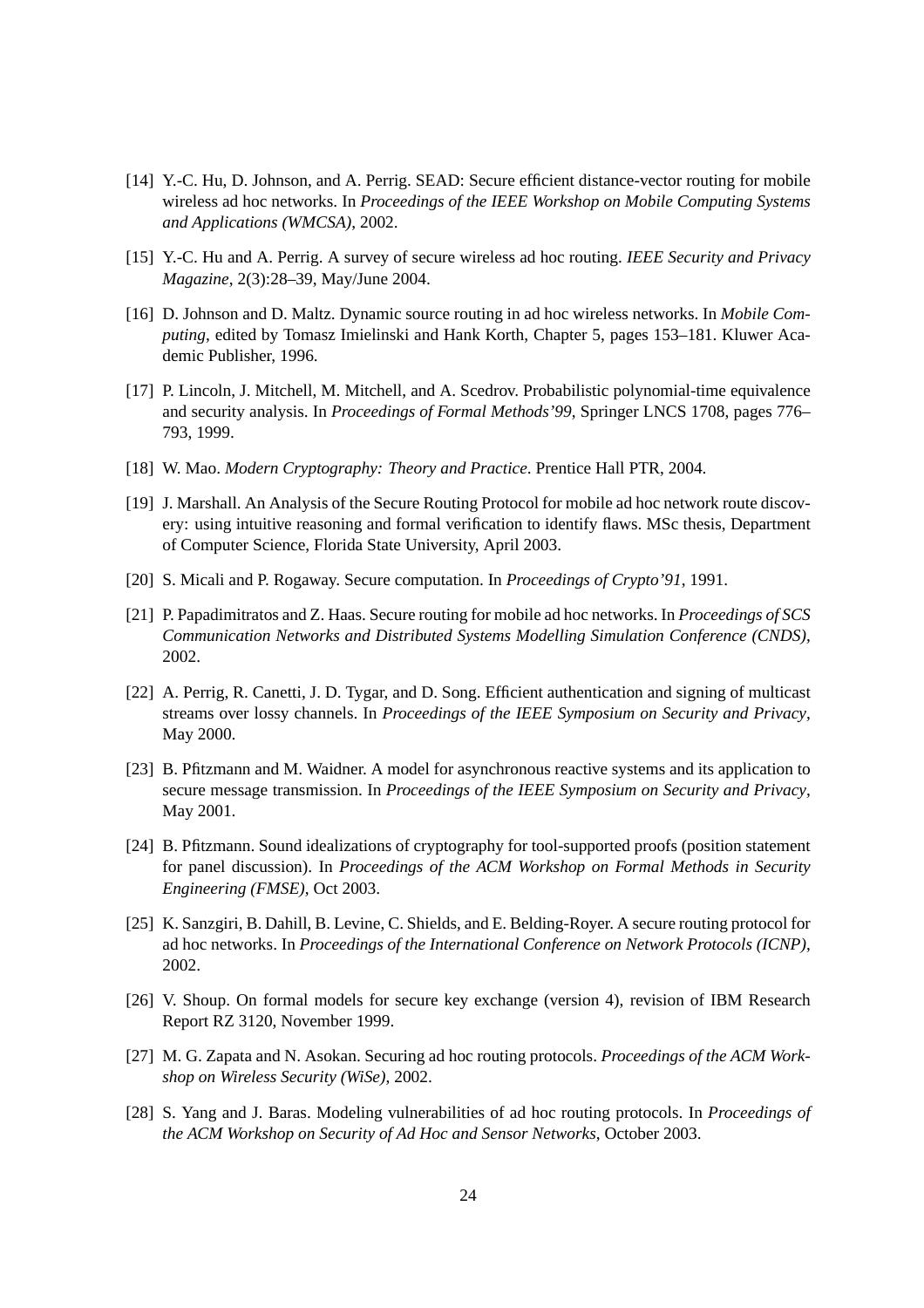[14] Y.-C. Hu, D. Johnson, and A. Perrig. SEAD: Secure efficient distance-vector routing for mobile wireless ad hoc networks. In *Proceedings of the IEEE Workshop on Mobile Computing Systems and Applications (WMCSA)*, 2002.

[15] Y.-C. Hu and A. Perrig. A survey of secure wireless ad hoc routing. *IEEE Security and Privacy Magazine*, 2(3):28–39, May/June 2004.

[16] D. Johnson and D. Maltz. Dynamic source routing in ad hoc wireless networks. In *Mobile Computing*, edited by Tomasz Imielinski and Hank Korth, Chapter 5, pages 153–181. Kluwer Academic Publisher, 1996.

[17] P. Lincoln, J. Mitchell, M. Mitchell, and A. Scedrov. Probabilistic polynomial-time equivalence and security analysis. In *Proceedings of Formal Methods'99*, Springer LNCS 1708, pages 776–793, 1999.

[18] W. Mao. *Modern Cryptography: Theory and Practice*. Prentice Hall PTR, 2004.

[19] J. Marshall. An Analysis of the Secure Routing Protocol for mobile ad hoc network route discovery: using intuitive reasoning and formal verification to identify flaws. MSc thesis, Department of Computer Science, Florida State University, April 2003.

[20] S. Micali and P. Rogaway. Secure computation. In *Proceedings of Crypto'91*, 1991.

[21] P. Papadimitratos and Z. Haas. Secure routing for mobile ad hoc networks. In *Proceedings of SCS Communication Networks and Distributed Systems Modelling Simulation Conference (CNDS)*, 2002.

[22] A. Perrig, R. Canetti, J. D. Tygar, and D. Song. Efficient authentication and signing of multicast streams over lossy channels. In *Proceedings of the IEEE Symposium on Security and Privacy*, May 2000.

[23] B. Pfitzmann and M. Waidner. A model for asynchronous reactive systems and its application to secure message transmission. In *Proceedings of the IEEE Symposium on Security and Privacy*, May 2001.

[24] B. Pfitzmann. Sound idealizations of cryptography for tool-supported proofs (position statement for panel discussion). In *Proceedings of the ACM Workshop on Formal Methods in Security Engineering (FMSE)*, Oct 2003.

[25] K. Sanzgiri, B. Dahill, B. Levine, C. Shields, and E. Belding-Royer. A secure routing protocol for ad hoc networks. In *Proceedings of the International Conference on Network Protocols (ICNP)*, 2002.

[26] V. Shoup. On formal models for secure key exchange (version 4), revision of IBM Research Report RZ 3120, November 1999.

[27] M. G. Zapata and N. Asokan. Securing ad hoc routing protocols. *Proceedings of the ACM Workshop on Wireless Security (WiSe)*, 2002.

[28] S. Yang and J. Baras. Modeling vulnerabilities of ad hoc routing protocols. In *Proceedings of the ACM Workshop on Security of Ad Hoc and Sensor Networks*, October 2003.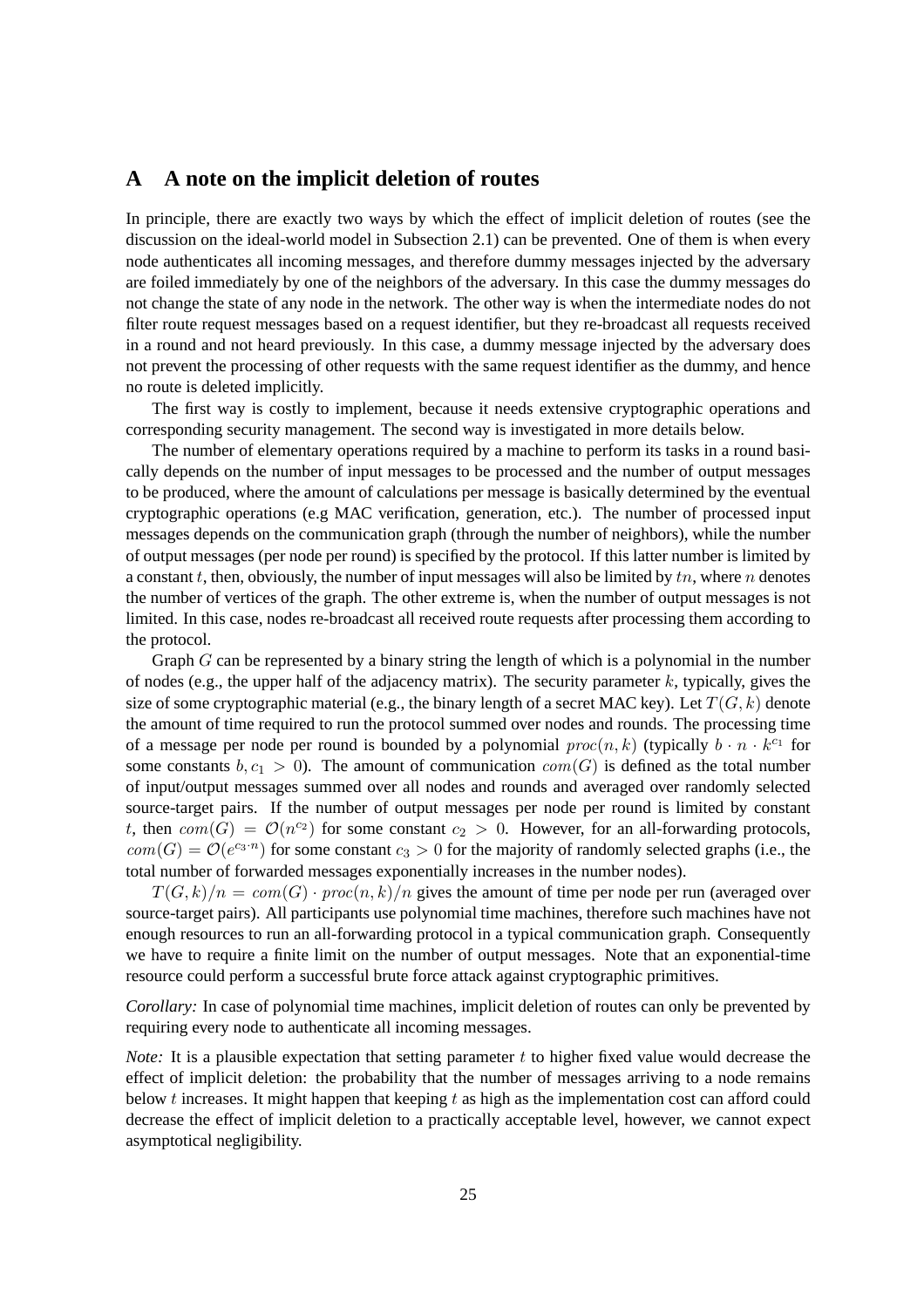## A A note on the implicit deletion of routes

In principle, there are exactly two ways by which the effect of implicit deletion of routes (see the discussion on the ideal-world model in Subsection 2.1) can be prevented. One of them is when every node authenticates all incoming messages, and therefore dummy messages injected by the adversary are foiled immediately by one of the neighbors of the adversary. In this case the dummy messages do not change the state of any node in the network. The other way is when the intermediate nodes do not filter route request messages based on a request identifier, but they re-broadcast all requests received in a round and not heard previously. In this case, a dummy message injected by the adversary does not prevent the processing of other requests with the same request identifier as the dummy, and hence no route is deleted implicitly.

The first way is costly to implement, because it needs extensive cryptographic operations and corresponding security management. The second way is investigated in more details below.

The number of elementary operations required by a machine to perform its tasks in a round basically depends on the number of input messages to be processed and the number of output messages to be produced, where the amount of calculations per message is basically determined by the eventual cryptographic operations (e.g MAC verification, generation, etc.). The number of processed input messages depends on the communication graph (through the number of neighbors), while the number of output messages (per node per round) is specified by the protocol. If this latter number is limited by a constant $t$, then, obviously, the number of input messages will also be limited by $tn$, where $n$ denotes the number of vertices of the graph. The other extreme is, when the number of output messages is not limited. In this case, nodes re-broadcast all received route requests after processing them according to the protocol.

Graph $G$ can be represented by a binary string the length of which is a polynomial in the number of nodes (e.g., the upper half of the adjacency matrix). The security parameter $k$, typically, gives the size of some cryptographic material (e.g., the binary length of a secret MAC key). Let $T(G, k)$ denote the amount of time required to run the protocol summed over nodes and rounds. The processing time of a message per node per round is bounded by a polynomial $proc(n, k)$ (typically $b \cdot n \cdot k^{c_1}$ for some constants $b, c_1 > 0$). The amount of communication $com(G)$ is defined as the total number of input/output messages summed over all nodes and rounds and averaged over randomly selected source-target pairs. If the number of output messages per node per round is limited by constant $t$, then $com(G) = \mathcal{O}(n^{c_2})$ for some constant $c_2 > 0$. However, for an all-forwarding protocols, $com(G) = \mathcal{O}(e^{c_3 \cdot n})$ for some constant $c_3 > 0$ for the majority of randomly selected graphs (i.e., the total number of forwarded messages exponentially increases in the number nodes).

$T(G, k)/n = com(G) \cdot proc(n, k)/n$ gives the amount of time per node per run (averaged over source-target pairs). All participants use polynomial time machines, therefore such machines have not enough resources to run an all-forwarding protocol in a typical communication graph. Consequently we have to require a finite limit on the number of output messages. Note that an exponential-time resource could perform a successful brute force attack against cryptographic primitives.

*Corollary:* In case of polynomial time machines, implicit deletion of routes can only be prevented by requiring every node to authenticate all incoming messages.

*Note:* It is a plausible expectation that setting parameter $t$ to higher fixed value would decrease the effect of implicit deletion: the probability that the number of messages arriving to a node remains below $t$ increases. It might happen that keeping $t$ as high as the implementation cost can afford could decrease the effect of implicit deletion to a practically acceptable level, however, we cannot expect asymptotical negligibility.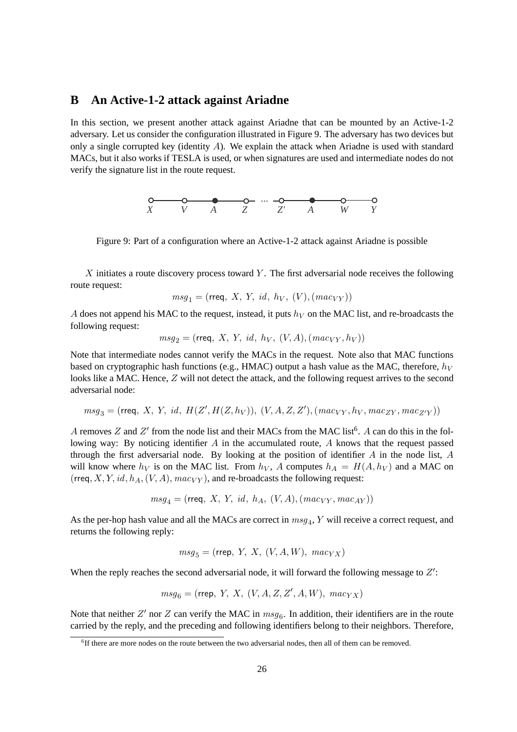## B An Active-1-2 attack against Ariadne

In this section, we present another attack against Ariadne that can be mounted by an Active-1-2 adversary. Let us consider the configuration illustrated in Figure 9. The adversary has two devices but only a single corrupted key (identity $A$). We explain the attack when Ariadne is used with standard MACs, but it also works if TESLA is used, or when signatures are used and intermediate nodes do not verify the signature list in the route request.

X V A Z ··· Z′ A W Y

Figure 9: Part of a configuration where an Active-1-2 attack against Ariadne is possible

$X$ initiates a route discovery process toward $Y$. The first adversarial node receives the following route request:

$$msg_1 = (\mathsf{rreq},\ X,\ Y,\ id,\ h_V,\ (V), (mac_{VY}))$$

$A$ does not append his MAC to the request, instead, it puts $h_V$ on the MAC list, and re-broadcasts the following request:

$$msg_2 = (\mathsf{rreq},\ X,\ Y,\ id,\ h_V,\ (V, A), (mac_{VY}, h_V))$$

Note that intermediate nodes cannot verify the MACs in the request. Note also that MAC functions based on cryptographic hash functions (e.g., HMAC) output a hash value as the MAC, therefore, $h_V$ looks like a MAC. Hence, $Z$ will not detect the attack, and the following request arrives to the second adversarial node:

$$msg_3 = (\mathsf{rreq},\ X,\ Y,\ id,\ H(Z', H(Z, h_V)),\ (V, A, Z, Z'), (mac_{VY}, h_V, mac_{ZY}, mac_{Z'Y}))$$

$A$ removes $Z$ and $Z'$ from the node list and their MACs from the MAC list[6]. $A$ can do this in the following way: By noticing identifier $A$ in the accumulated route, $A$ knows that the request passed through the first adversarial node. By looking at the position of identifier $A$ in the node list, $A$ will know where $h_V$ is on the MAC list. From $h_V$, $A$ computes $h_A = H(A, h_V)$ and a MAC on $(\mathsf{rreq}, X, Y, id, h_A, (V, A), mac_{VY})$, and re-broadcasts the following request:

$$msg_4 = (\mathsf{rreq},\ X,\ Y,\ id,\ h_A,\ (V, A), (mac_{VY}, mac_{AY}))$$

As the per-hop hash value and all the MACs are correct in $msg_4$, $Y$ will receive a correct request, and returns the following reply:

$$msg_5 = (\mathsf{rrep},\ Y,\ X,\ (V, A, W),\ mac_{YX})$$

When the reply reaches the second adversarial node, it will forward the following message to $Z'$:

$$msg_6 = (\mathsf{rrep},\ Y,\ X,\ (V, A, Z, Z', A, W),\ mac_{YX})$$

Note that neither $Z'$ nor $Z$ can verify the MAC in $msg_6$. In addition, their identifiers are in the route carried by the reply, and the preceding and following identifiers belong to their neighbors. Therefore,

[6] If there are more nodes on the route between the two adversarial nodes, then all of them can be removed.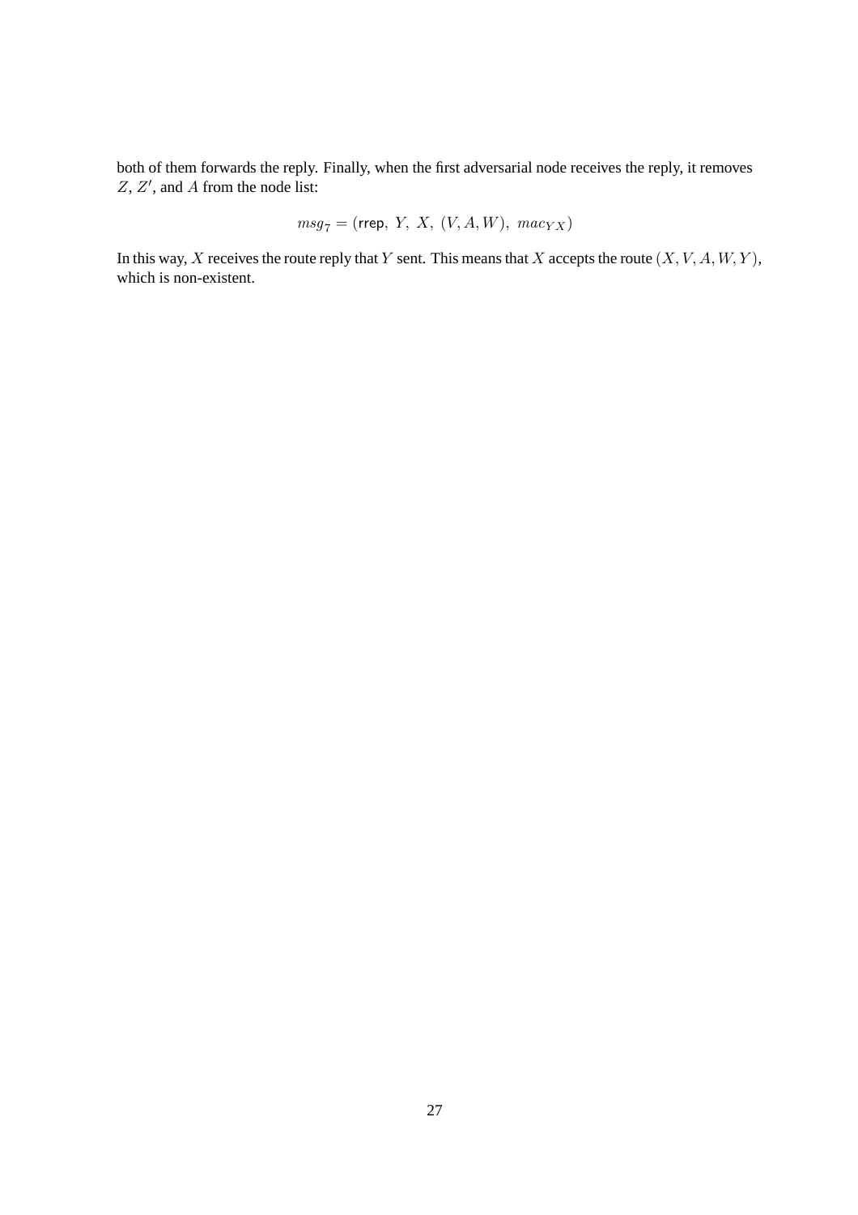both of them forwards the reply. Finally, when the first adversarial node receives the reply, it removes $Z$, $Z'$, and $A$ from the node list:

$$msg_7 = (\mathsf{rrep},\ Y,\ X,\ (V, A, W),\ mac_{YX})$$

In this way, $X$ receives the route reply that $Y$ sent. This means that $X$ accepts the route $(X, V, A, W, Y)$, which is non-existent.